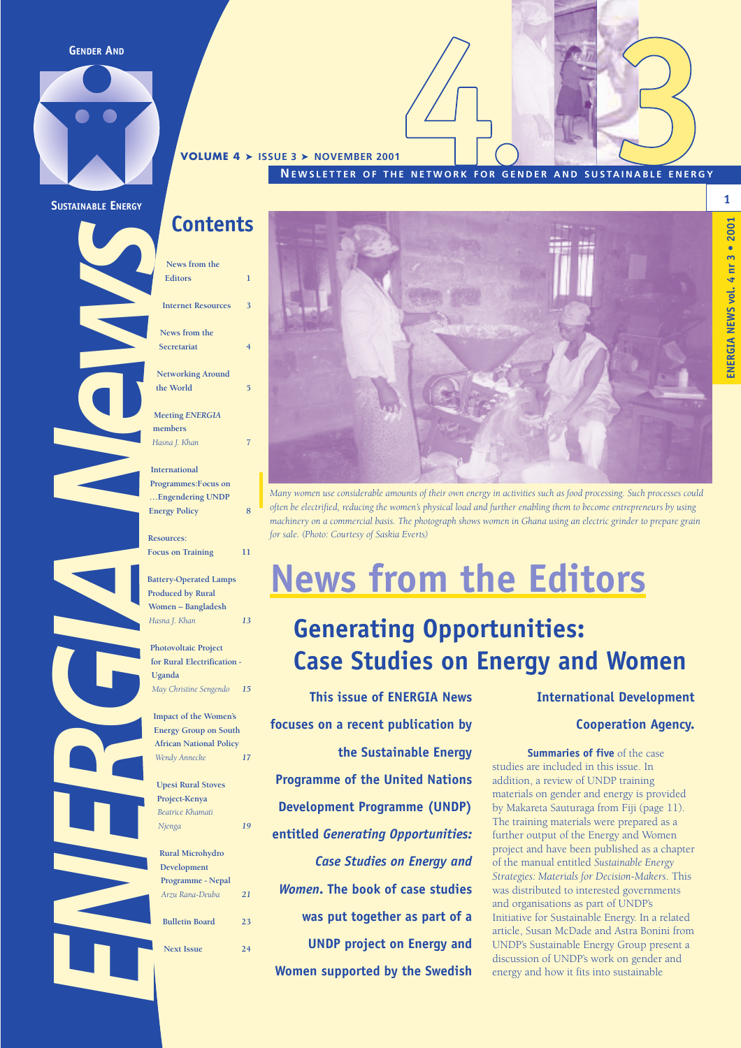# ENERGIA News

**GENDER AND SUSTAINABLE ENERGY**

VOLUME 4 ➤ ISSUE 3 ➤ NOVEMBER 2001

NEWSLETTER OF THE NETWORK FOR GENDER AND SUSTAINABLE ENERGY

## Contents

| | |
|---|---|
| News from the Editors | 1 |
| Internet Resources | 3 |
| News from the Secretariat | 4 |
| Networking Around the World | 5 |
| Meeting *ENERGIA* members *Hasna J. Khan* | 7 |
| International Programmes: Focus on …Engendering UNDP Energy Policy | 8 |
| Resources: Focus on Training | 11 |
| Battery-Operated Lamps Produced by Rural Women – Bangladesh *Hasna J. Khan* | 13 |
| Photovoltaic Project for Rural Electrification - Uganda *May Christine Sengendo* | 15 |
| Impact of the Women's Energy Group on South African National Policy *Wendy Annecke* | 17 |
| Upesi Rural Stoves Project-Kenya *Beatrice Khamati Njenga* | 19 |
| Rural Microhydro Development Programme - Nepal *Arzu Rana-Deuba* | 21 |
| Bulletin Board | 23 |
| Next Issue | 24 |

*Many women use considerable amounts of their own energy in activities such as food processing. Such processes could often be electrified, reducing the women's physical load and further enabling them to become entrepreneurs by using machinery on a commercial basis. The photograph shows women in Ghana using an electric grinder to prepare grain for sale. (Photo: Courtesy of Saskia Everts)*

# News from the Editors

## Generating Opportunities: Case Studies on Energy and Women

**This issue of ENERGIA News focuses on a recent publication by the Sustainable Energy Programme of the United Nations Development Programme (UNDP) entitled *Generating Opportunities: Case Studies on Energy and Women*. The book of case studies was put together as part of a UNDP project on Energy and Women supported by the Swedish International Development Cooperation Agency.**

**Summaries of five** of the case studies are included in this issue. In addition, a review of UNDP training materials on gender and energy is provided by Makareta Sauturaga from Fiji (page 11). The training materials were prepared as a further output of the Energy and Women project and have been published as a chapter of the manual entitled *Sustainable Energy Strategies: Materials for Decision-Makers*. This was distributed to interested governments and organisations as part of UNDP's Initiative for Sustainable Energy. In a related article, Susan McDade and Astra Bonini from UNDP's Sustainable Energy Group present a discussion of UNDP's work on gender and energy and how it fits into sustainable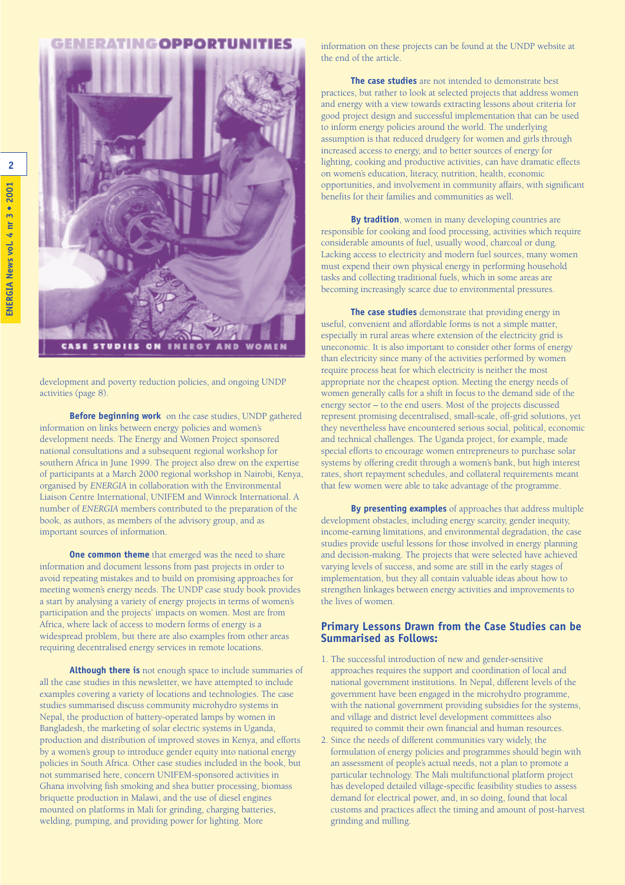development and poverty reduction policies, and ongoing UNDP activities (page 8).

**Before beginning work** on the case studies, UNDP gathered information on links between energy policies and women's development needs. The Energy and Women Project sponsored national consultations and a subsequent regional workshop for southern Africa in June 1999. The project also drew on the expertise of participants at a March 2000 regional workshop in Nairobi, Kenya, organised by *ENERGIA* in collaboration with the Environmental Liaison Centre International, UNIFEM and Winrock International. A number of *ENERGIA* members contributed to the preparation of the book, as authors, as members of the advisory group, and as important sources of information.

**One common theme** that emerged was the need to share information and document lessons from past projects in order to avoid repeating mistakes and to build on promising approaches for meeting women's energy needs. The UNDP case study book provides a start by analysing a variety of energy projects in terms of women's participation and the projects' impacts on women. Most are from Africa, where lack of access to modern forms of energy is a widespread problem, but there are also examples from other areas requiring decentralised energy services in remote locations.

**Although there is** not enough space to include summaries of all the case studies in this newsletter, we have attempted to include examples covering a variety of locations and technologies. The case studies summarised discuss community microhydro systems in Nepal, the production of battery-operated lamps by women in Bangladesh, the marketing of solar electric systems in Uganda, production and distribution of improved stoves in Kenya, and efforts by a women's group to introduce gender equity into national energy policies in South Africa. Other case studies included in the book, but not summarised here, concern UNIFEM-sponsored activities in Ghana involving fish smoking and shea butter processing, biomass briquette production in Malawi, and the use of diesel engines mounted on platforms in Mali for grinding, charging batteries, welding, pumping, and providing power for lighting. More information on these projects can be found at the UNDP website at the end of the article.

**The case studies** are not intended to demonstrate best practices, but rather to look at selected projects that address women and energy with a view towards extracting lessons about criteria for good project design and successful implementation that can be used to inform energy policies around the world. The underlying assumption is that reduced drudgery for women and girls through increased access to energy, and to better sources of energy for lighting, cooking and productive activities, can have dramatic effects on women's education, literacy, nutrition, health, economic opportunities, and involvement in community affairs, with significant benefits for their families and communities as well.

**By tradition**, women in many developing countries are responsible for cooking and food processing, activities which require considerable amounts of fuel, usually wood, charcoal or dung. Lacking access to electricity and modern fuel sources, many women must expend their own physical energy in performing household tasks and collecting traditional fuels, which in some areas are becoming increasingly scarce due to environmental pressures.

**The case studies** demonstrate that providing energy in useful, convenient and affordable forms is not a simple matter, especially in rural areas where extension of the electricity grid is uneconomic. It is also important to consider other forms of energy than electricity since many of the activities performed by women require process heat for which electricity is neither the most appropriate nor the cheapest option. Meeting the energy needs of women generally calls for a shift in focus to the demand side of the energy sector – to the end users. Most of the projects discussed represent promising decentralised, small-scale, off-grid solutions, yet they nevertheless have encountered serious social, political, economic and technical challenges. The Uganda project, for example, made special efforts to encourage women entrepreneurs to purchase solar systems by offering credit through a women's bank, but high interest rates, short repayment schedules, and collateral requirements meant that few women were able to take advantage of the programme.

**By presenting examples** of approaches that address multiple development obstacles, including energy scarcity, gender inequity, income-earning limitations, and environmental degradation, the case studies provide useful lessons for those involved in energy planning and decision-making. The projects that were selected have achieved varying levels of success, and some are still in the early stages of implementation, but they all contain valuable ideas about how to strengthen linkages between energy activities and improvements to the lives of women.

## Primary Lessons Drawn from the Case Studies can be Summarised as Follows:

1. The successful introduction of new and gender-sensitive approaches requires the support and coordination of local and national government institutions. In Nepal, different levels of the government have been engaged in the microhydro programme, with the national government providing subsidies for the systems, and village and district level development committees also required to commit their own financial and human resources.
2. Since the needs of different communities vary widely, the formulation of energy policies and programmes should begin with an assessment of people's actual needs, not a plan to promote a particular technology. The Mali multifunctional platform project has developed detailed village-specific feasibility studies to assess demand for electrical power, and, in so doing, found that local customs and practices affect the timing and amount of post-harvest grinding and milling.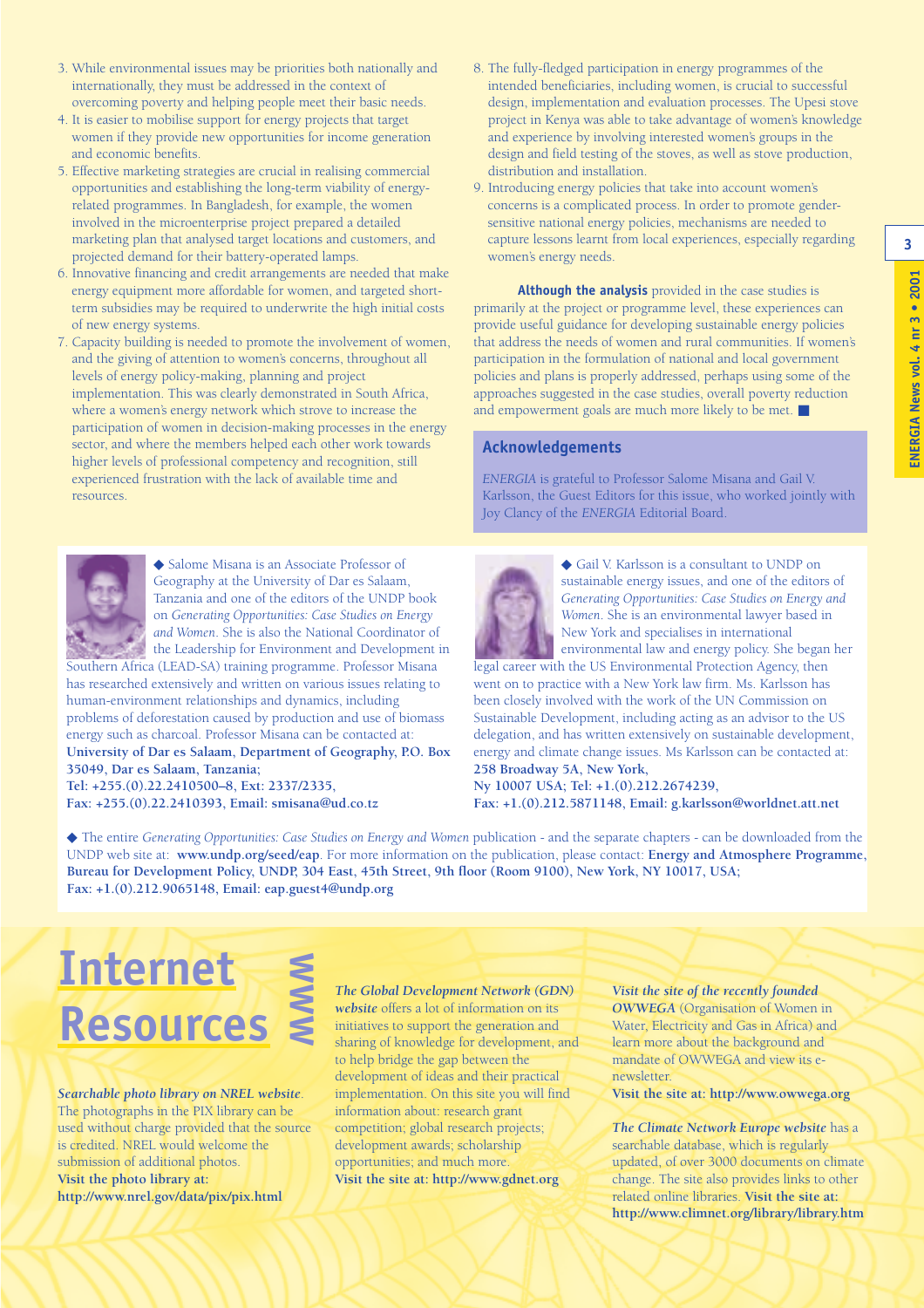3. While environmental issues may be priorities both nationally and internationally, they must be addressed in the context of overcoming poverty and helping people meet their basic needs.
4. It is easier to mobilise support for energy projects that target women if they provide new opportunities for income generation and economic benefits.
5. Effective marketing strategies are crucial in realising commercial opportunities and establishing the long-term viability of energy-related programmes. In Bangladesh, for example, the women involved in the microenterprise project prepared a detailed marketing plan that analysed target locations and customers, and projected demand for their battery-operated lamps.
6. Innovative financing and credit arrangements are needed that make energy equipment more affordable for women, and targeted short-term subsidies may be required to underwrite the high initial costs of new energy systems.
7. Capacity building is needed to promote the involvement of women, and the giving of attention to women's concerns, throughout all levels of energy policy-making, planning and project implementation. This was clearly demonstrated in South Africa, where a women's energy network which strove to increase the participation of women in decision-making processes in the energy sector, and where the members helped each other work towards higher levels of professional competency and recognition, still experienced frustration with the lack of available time and resources.
8. The fully-fledged participation in energy programmes of the intended beneficiaries, including women, is crucial to successful design, implementation and evaluation processes. The Upesi stove project in Kenya was able to take advantage of women's knowledge and experience by involving interested women's groups in the design and field testing of the stoves, as well as stove production, distribution and installation.
9. Introducing energy policies that take into account women's concerns is a complicated process. In order to promote gender-sensitive national energy policies, mechanisms are needed to capture lessons learnt from local experiences, especially regarding women's energy needs.

**Although the analysis** provided in the case studies is primarily at the project or programme level, these experiences can provide useful guidance for developing sustainable energy policies that address the needs of women and rural communities. If women's participation in the formulation of national and local government policies and plans is properly addressed, perhaps using some of the approaches suggested in the case studies, overall poverty reduction and empowerment goals are much more likely to be met. ■

## Acknowledgements

*ENERGIA* is grateful to Professor Salome Misana and Gail V. Karlsson, the Guest Editors for this issue, who worked jointly with Joy Clancy of the *ENERGIA* Editorial Board.

◆ Salome Misana is an Associate Professor of Geography at the University of Dar es Salaam, Tanzania and one of the editors of the UNDP book on *Generating Opportunities: Case Studies on Energy and Women*. She is also the National Coordinator of the Leadership for Environment and Development in Southern Africa (LEAD-SA) training programme. Professor Misana has researched extensively and written on various issues relating to human-environment relationships and dynamics, including problems of deforestation caused by production and use of biomass energy such as charcoal. Professor Misana can be contacted at: **University of Dar es Salaam, Department of Geography, P.O. Box 35049, Dar es Salaam, Tanzania; Tel: +255.(0).22.2410500–8, Ext: 2337/2335, Fax: +255.(0).22.2410393, Email: smisana@ud.co.tz**

◆ Gail V. Karlsson is a consultant to UNDP on sustainable energy issues, and one of the editors of *Generating Opportunities: Case Studies on Energy and Women*. She is an environmental lawyer based in New York and specialises in international environmental law and energy policy. She began her legal career with the US Environmental Protection Agency, then went on to practice with a New York law firm. Ms. Karlsson has been closely involved with the work of the UN Commission on Sustainable Development, including acting as an advisor to the US delegation, and has written extensively on sustainable development, energy and climate change issues. Ms Karlsson can be contacted at: **258 Broadway 5A, New York, Ny 10007 USA; Tel: +1.(0).212.2674239, Fax: +1.(0).212.5871148, Email: g.karlsson@worldnet.att.net**

◆ The entire *Generating Opportunities: Case Studies on Energy and Women* publication - and the separate chapters - can be downloaded from the UNDP web site at: **www.undp.org/seed/eap**. For more information on the publication, please contact: **Energy and Atmosphere Programme, Bureau for Development Policy, UNDP, 304 East, 45th Street, 9th floor (Room 9100), New York, NY 10017, USA; Fax: +1.(0).212.9065148, Email: eap.guest4@undp.org**

# Internet Resources WWW

***Searchable photo library on NREL website***. The photographs in the PIX library can be used without charge provided that the source is credited. NREL would welcome the submission of additional photos. **Visit the photo library at: http://www.nrel.gov/data/pix/pix.html**

***The Global Development Network (GDN) website*** offers a lot of information on its initiatives to support the generation and sharing of knowledge for development, and to help bridge the gap between the development of ideas and their practical implementation. On this site you will find information about: research grant competition; global research projects; development awards; scholarship opportunities; and much more. **Visit the site at: http://www.gdnet.org**

***Visit the site of the recently founded OWWEGA*** (Organisation of Women in Water, Electricity and Gas in Africa) and learn more about the background and mandate of OWWEGA and view its e-newsletter. **Visit the site at: http://www.owwega.org**

***The Climate Network Europe website*** has a searchable database, which is regularly updated, of over 3000 documents on climate change. The site also provides links to other related online libraries. **Visit the site at: http://www.climnet.org/library/library.htm**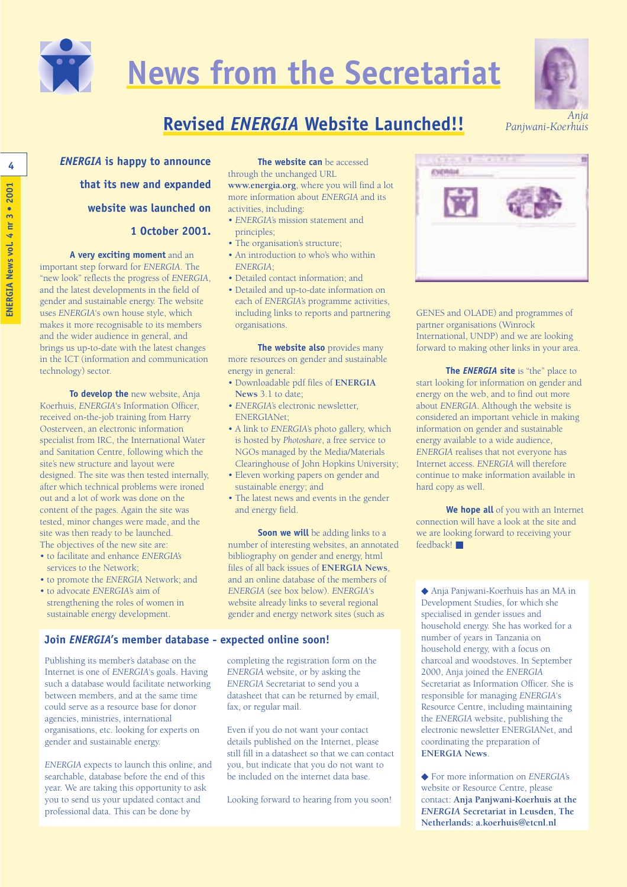# News from the Secretariat

Anja Panjwani-Koerhuis

## Revised *ENERGIA* Website Launched!!

***ENERGIA* is happy to announce that its new and expanded website was launched on 1 October 2001.**

**A very exciting moment** and an important step forward for *ENERGIA*. The "new look" reflects the progress of *ENERGIA*, and the latest developments in the field of gender and sustainable energy. The website uses *ENERGIA*'s own house style, which makes it more recognisable to its members and the wider audience in general, and brings us up-to-date with the latest changes in the ICT (information and communication technology) sector.

**To develop the** new website, Anja Koerhuis, *ENERGIA*'s Information Officer, received on-the-job training from Harry Oosterveen, an electronic information specialist from IRC, the International Water and Sanitation Centre, following which the site's new structure and layout were designed. The site was then tested internally, after which technical problems were ironed out and a lot of work was done on the content of the pages. Again the site was tested, minor changes were made, and the site was then ready to be launched.

The objectives of the new site are:

- to facilitate and enhance *ENERGIA's* services to the Network;
- to promote the *ENERGIA* Network; and
- to advocate *ENERGIA's* aim of strengthening the roles of women in sustainable energy development.

**The website can** be accessed through the unchanged URL **www.energia.org**, where you will find a lot more information about *ENERGIA* and its activities, including:

- *ENERGIA's* mission statement and principles;
- The organisation's structure;
- An introduction to who's who within *ENERGIA*;
- Detailed contact information; and
- Detailed and up-to-date information on each of *ENERGIA's* programme activities, including links to reports and partnering organisations.

**The website also** provides many more resources on gender and sustainable energy in general:

- Downloadable pdf files of **ENERGIA News** 3.1 to date;
- *ENERGIA's* electronic newsletter, ENERGIANet;
- A link to *ENERGIA's* photo gallery, which is hosted by *Photoshare*, a free service to NGOs managed by the Media/Materials Clearinghouse of John Hopkins University;
- Eleven working papers on gender and sustainable energy; and
- The latest news and events in the gender and energy field.

**Soon we will** be adding links to a number of interesting websites, an annotated bibliography on gender and energy, html files of all back issues of **ENERGIA News**, and an online database of the members of *ENERGIA* (see box below). *ENERGIA*'s website already links to several regional gender and energy network sites (such as GENES and OLADE) and programmes of partner organisations (Winrock International, UNDP) and we are looking forward to making other links in your area.

**The *ENERGIA* site** is "the" place to start looking for information on gender and energy on the web, and to find out more about *ENERGIA*. Although the website is considered an important vehicle in making information on gender and sustainable energy available to a wide audience, *ENERGIA* realises that not everyone has Internet access. *ENERGIA* will therefore continue to make information available in hard copy as well.

**We hope all** of you with an Internet connection will have a look at the site and we are looking forward to receiving your feedback! ■

### Join *ENERGIA*'s member database - expected online soon!

Publishing its member's database on the Internet is one of *ENERGIA*'s goals. Having such a database would facilitate networking between members, and at the same time could serve as a resource base for donor agencies, ministries, international organisations, etc. looking for experts on gender and sustainable energy.

*ENERGIA* expects to launch this online, and searchable, database before the end of this year. We are taking this opportunity to ask you to send us your updated contact and professional data. This can be done by completing the registration form on the *ENERGIA* website, or by asking the *ENERGIA* Secretariat to send you a datasheet that can be returned by email, fax, or regular mail.

Even if you do not want your contact details published on the Internet, please still fill in a datasheet so that we can contact you, but indicate that you do not want to be included on the internet data base.

Looking forward to hearing from you soon!

◆ Anja Panjwani-Koerhuis has an MA in Development Studies, for which she specialised in gender issues and household energy. She has worked for a number of years in Tanzania on household energy, with a focus on charcoal and woodstoves. In September 2000, Anja joined the *ENERGIA* Secretariat as Information Officer. She is responsible for managing *ENERGIA*'s Resource Centre, including maintaining the *ENERGIA* website, publishing the electronic newsletter ENERGIANet, and coordinating the preparation of **ENERGIA News**.

◆ For more information on *ENERGIA's* website or Resource Centre, please contact: **Anja Panjwani-Koerhuis at the *ENERGIA* Secretariat in Leusden, The Netherlands: a.koerhuis@etcnl.nl**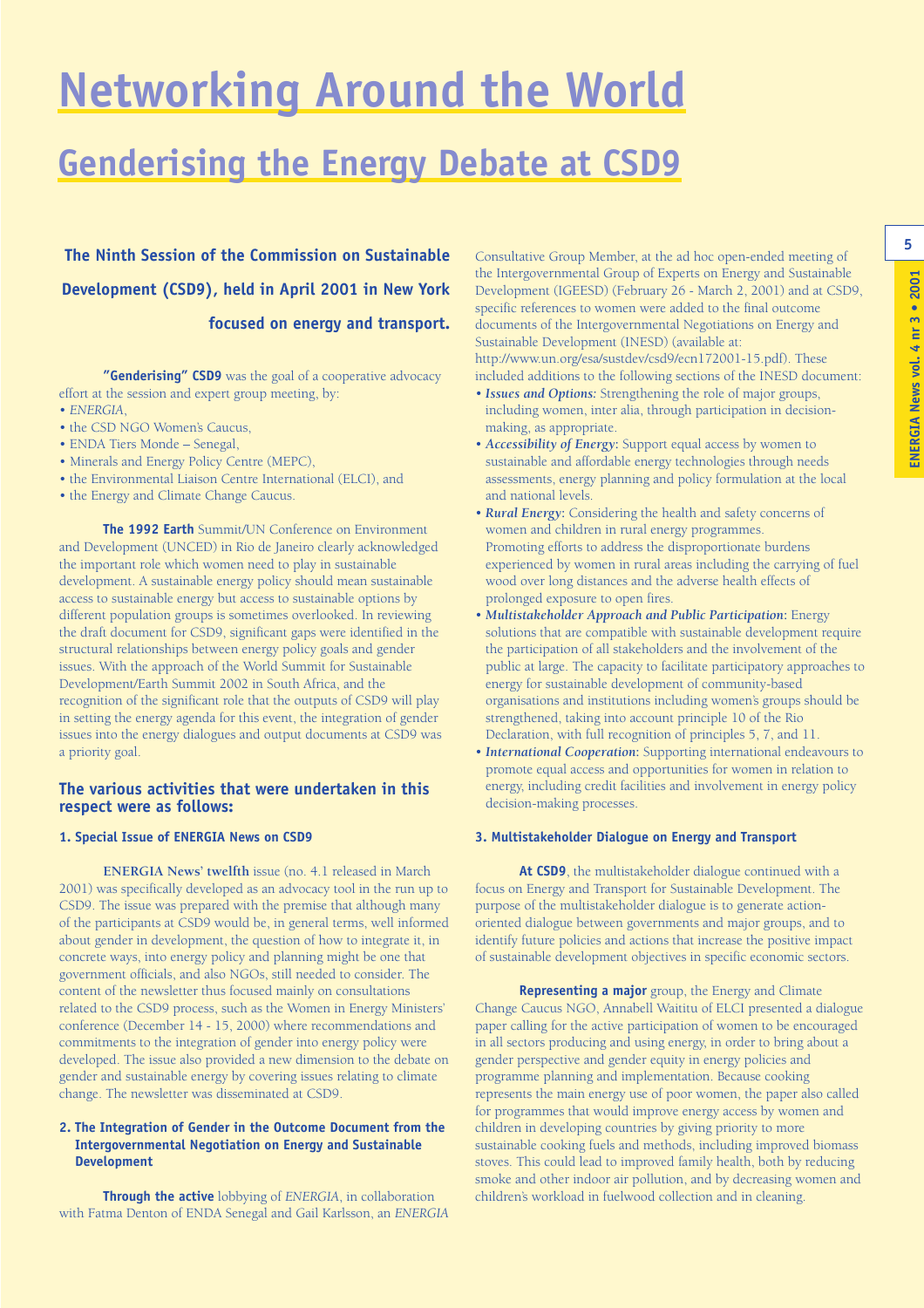# Networking Around the World

## Genderising the Energy Debate at CSD9

**The Ninth Session of the Commission on Sustainable Development (CSD9), held in April 2001 in New York focused on energy and transport.**

**"Genderising" CSD9** was the goal of a cooperative advocacy effort at the session and expert group meeting, by:

- *ENERGIA*,
- the CSD NGO Women's Caucus,
- ENDA Tiers Monde – Senegal,
- Minerals and Energy Policy Centre (MEPC),
- the Environmental Liaison Centre International (ELCI), and
- the Energy and Climate Change Caucus.

**The 1992 Earth** Summit/UN Conference on Environment and Development (UNCED) in Rio de Janeiro clearly acknowledged the important role which women need to play in sustainable development. A sustainable energy policy should mean sustainable access to sustainable energy but access to sustainable options by different population groups is sometimes overlooked. In reviewing the draft document for CSD9, significant gaps were identified in the structural relationships between energy policy goals and gender issues. With the approach of the World Summit for Sustainable Development/Earth Summit 2002 in South Africa, and the recognition of the significant role that the outputs of CSD9 will play in setting the energy agenda for this event, the integration of gender issues into the energy dialogues and output documents at CSD9 was a priority goal.

### The various activities that were undertaken in this respect were as follows:

#### 1. Special Issue of ENERGIA News on CSD9

**ENERGIA News' twelfth** issue (no. 4.1 released in March 2001) was specifically developed as an advocacy tool in the run up to CSD9. The issue was prepared with the premise that although many of the participants at CSD9 would be, in general terms, well informed about gender in development, the question of how to integrate it, in concrete ways, into energy policy and planning might be one that government officials, and also NGOs, still needed to consider. The content of the newsletter thus focused mainly on consultations related to the CSD9 process, such as the Women in Energy Ministers' conference (December 14 - 15, 2000) where recommendations and commitments to the integration of gender into energy policy were developed. The issue also provided a new dimension to the debate on gender and sustainable energy by covering issues relating to climate change. The newsletter was disseminated at CSD9.

#### 2. The Integration of Gender in the Outcome Document from the Intergovernmental Negotiation on Energy and Sustainable Development

**Through the active** lobbying of *ENERGIA*, in collaboration with Fatma Denton of ENDA Senegal and Gail Karlsson, an *ENERGIA* Consultative Group Member, at the ad hoc open-ended meeting of the Intergovernmental Group of Experts on Energy and Sustainable Development (IGEESD) (February 26 - March 2, 2001) and at CSD9, specific references to women were added to the final outcome documents of the Intergovernmental Negotiations on Energy and Sustainable Development (INESD) (available at: http://www.un.org/esa/sustdev/csd9/ecn172001-15.pdf). These included additions to the following sections of the INESD document:

- ***Issues and Options:*** Strengthening the role of major groups, including women, inter alia, through participation in decision-making, as appropriate.
- ***Accessibility of Energy:*** Support equal access by women to sustainable and affordable energy technologies through needs assessments, energy planning and policy formulation at the local and national levels.
- ***Rural Energy:*** Considering the health and safety concerns of women and children in rural energy programmes. Promoting efforts to address the disproportionate burdens experienced by women in rural areas including the carrying of fuel wood over long distances and the adverse health effects of prolonged exposure to open fires.
- ***Multistakeholder Approach and Public Participation:*** Energy solutions that are compatible with sustainable development require the participation of all stakeholders and the involvement of the public at large. The capacity to facilitate participatory approaches to energy for sustainable development of community-based organisations and institutions including women's groups should be strengthened, taking into account principle 10 of the Rio Declaration, with full recognition of principles 5, 7, and 11.
- ***International Cooperation:*** Supporting international endeavours to promote equal access and opportunities for women in relation to energy, including credit facilities and involvement in energy policy decision-making processes.

#### 3. Multistakeholder Dialogue on Energy and Transport

**At CSD9**, the multistakeholder dialogue continued with a focus on Energy and Transport for Sustainable Development. The purpose of the multistakeholder dialogue is to generate action-oriented dialogue between governments and major groups, and to identify future policies and actions that increase the positive impact of sustainable development objectives in specific economic sectors.

**Representing a major** group, the Energy and Climate Change Caucus NGO, Annabell Waititu of ELCI presented a dialogue paper calling for the active participation of women to be encouraged in all sectors producing and using energy, in order to bring about a gender perspective and gender equity in energy policies and programme planning and implementation. Because cooking represents the main energy use of poor women, the paper also called for programmes that would improve energy access by women and children in developing countries by giving priority to more sustainable cooking fuels and methods, including improved biomass stoves. This could lead to improved family health, both by reducing smoke and other indoor air pollution, and by decreasing women and children's workload in fuelwood collection and in cleaning.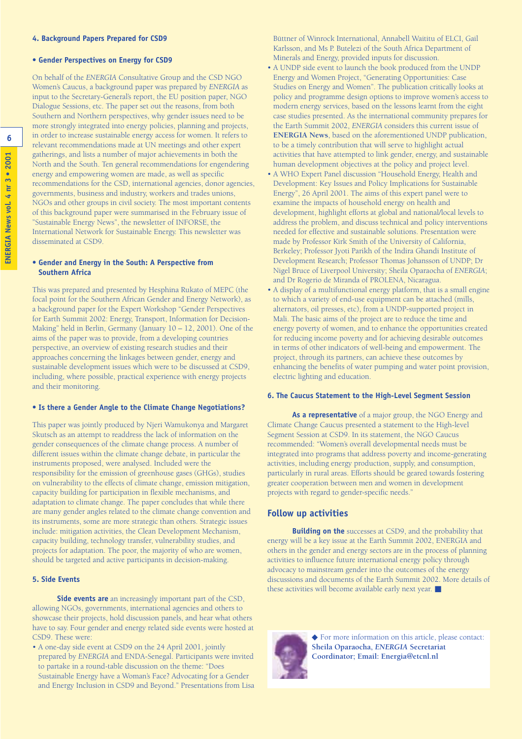### 4. Background Papers Prepared for CSD9

#### • Gender Perspectives on Energy for CSD9

On behalf of the *ENERGIA* Consultative Group and the CSD NGO Women's Caucus, a background paper was prepared by *ENERGIA* as input to the Secretary-General's report, the EU position paper, NGO Dialogue Sessions, etc. The paper set out the reasons, from both Southern and Northern perspectives, why gender issues need to be more strongly integrated into energy policies, planning and projects, in order to increase sustainable energy access for women. It refers to relevant recommendations made at UN meetings and other expert gatherings, and lists a number of major achievements in both the North and the South. Ten general recommendations for engendering energy and empowering women are made, as well as specific recommendations for the CSD, international agencies, donor agencies, governments, business and industry, workers and trades unions, NGOs and other groups in civil society. The most important contents of this background paper were summarised in the February issue of "Sustainable Energy News", the newsletter of INFORSE, the International Network for Sustainable Energy. This newsletter was disseminated at CSD9.

#### • Gender and Energy in the South: A Perspective from Southern Africa

This was prepared and presented by Hesphina Rukato of MEPC (the focal point for the Southern African Gender and Energy Network), as a background paper for the Expert Workshop "Gender Perspectives for Earth Summit 2002: Energy, Transport, Information for Decision-Making" held in Berlin, Germany (January 10 – 12, 2001). One of the aims of the paper was to provide, from a developing countries perspective, an overview of existing research studies and their approaches concerning the linkages between gender, energy and sustainable development issues which were to be discussed at CSD9, including, where possible, practical experience with energy projects and their monitoring.

#### • Is there a Gender Angle to the Climate Change Negotiations?

This paper was jointly produced by Njeri Wamukonya and Margaret Skutsch as an attempt to readdress the lack of information on the gender consequences of the climate change process. A number of different issues within the climate change debate, in particular the instruments proposed, were analysed. Included were the responsibility for the emission of greenhouse gases (GHGs), studies on vulnerability to the effects of climate change, emission mitigation, capacity building for participation in flexible mechanisms, and adaptation to climate change. The paper concludes that while there are many gender angles related to the climate change convention and its instruments, some are more strategic than others. Strategic issues include: mitigation activities, the Clean Development Mechanism, capacity building, technology transfer, vulnerability studies, and projects for adaptation. The poor, the majority of who are women, should be targeted and active participants in decision-making.

### 5. Side Events

**Side events are** an increasingly important part of the CSD, allowing NGOs, governments, international agencies and others to showcase their projects, hold discussion panels, and hear what others have to say. Four gender and energy related side events were hosted at CSD9. These were:

- A one-day side event at CSD9 on the 24 April 2001, jointly prepared by *ENERGIA* and ENDA-Senegal. Participants were invited to partake in a round-table discussion on the theme: "Does Sustainable Energy have a Woman's Face? Advocating for a Gender and Energy Inclusion in CSD9 and Beyond." Presentations from Lisa Büttner of Winrock International, Annabell Waititu of ELCI, Gail Karlsson, and Ms P. Butelezi of the South Africa Department of Minerals and Energy, provided inputs for discussion.
- A UNDP side event to launch the book produced from the UNDP Energy and Women Project, "Generating Opportunities: Case Studies on Energy and Women". The publication critically looks at policy and programme design options to improve women's access to modern energy services, based on the lessons learnt from the eight case studies presented. As the international community prepares for the Earth Summit 2002, *ENERGIA* considers this current issue of **ENERGIA News**, based on the aforementioned UNDP publication, to be a timely contribution that will serve to highlight actual activities that have attempted to link gender, energy, and sustainable human development objectives at the policy and project level.
- A WHO Expert Panel discussion "Household Energy, Health and Development: Key Issues and Policy Implications for Sustainable Energy", 26 April 2001. The aims of this expert panel were to examine the impacts of household energy on health and development, highlight efforts at global and national/local levels to address the problem, and discuss technical and policy interventions needed for effective and sustainable solutions. Presentation were made by Professor Kirk Smith of the University of California, Berkeley; Professor Jyoti Parikh of the Indira Ghandi Institute of Development Research; Professor Thomas Johansson of UNDP; Dr Nigel Bruce of Liverpool University; Sheila Oparaocha of *ENERGIA*; and Dr Rogerio de Miranda of PROLENA, Nicaragua.
- A display of a multifunctional energy platform, that is a small engine to which a variety of end-use equipment can be attached (mills, alternators, oil presses, etc), from a UNDP-supported project in Mali. The basic aims of the project are to reduce the time and energy poverty of women, and to enhance the opportunities created for reducing income poverty and for achieving desirable outcomes in terms of other indicators of well-being and empowerment. The project, through its partners, can achieve these outcomes by enhancing the benefits of water pumping and water point provision, electric lighting and education.

### 6. The Caucus Statement to the High-Level Segment Session

**As a representative** of a major group, the NGO Energy and Climate Change Caucus presented a statement to the High-level Segment Session at CSD9. In its statement, the NGO Caucus recommended: "Women's overall developmental needs must be integrated into programs that address poverty and income-generating activities, including energy production, supply, and consumption, particularly in rural areas. Efforts should be geared towards fostering greater cooperation between men and women in development projects with regard to gender-specific needs."

## Follow up activities

**Building on the** successes at CSD9, and the probability that energy will be a key issue at the Earth Summit 2002, ENERGIA and others in the gender and energy sectors are in the process of planning activities to influence future international energy policy through advocacy to mainstream gender into the outcomes of the energy discussions and documents of the Earth Summit 2002. More details of these activities will become available early next year. ■

◆ For more information on this article, please contact: **Sheila Oparaocha, *ENERGIA* Secretariat Coordinator; Email: Energia@etcnl.nl**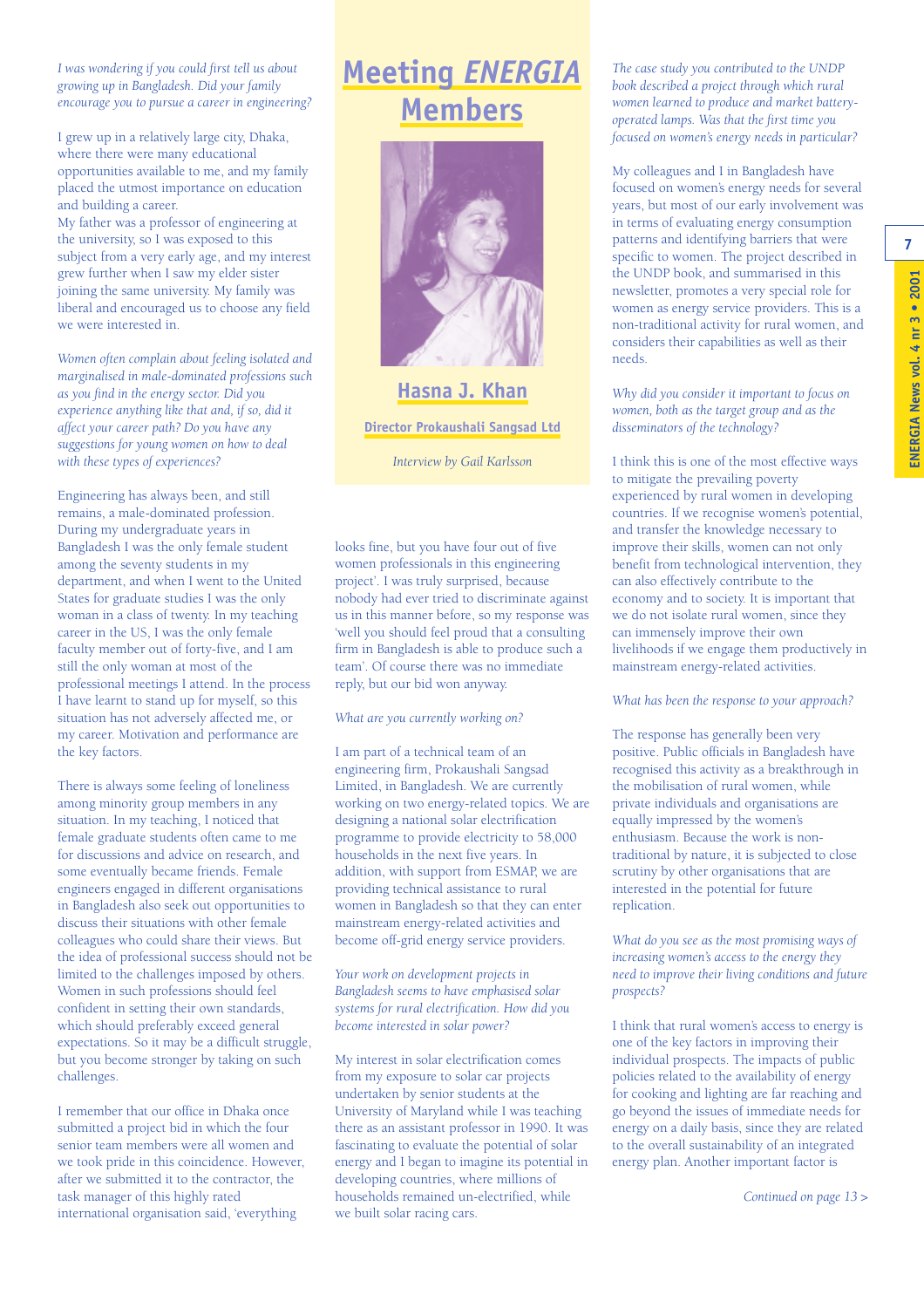# Meeting *ENERGIA* Members

## Hasna J. Khan

**Director Prokaushali Sangsad Ltd**

*Interview by Gail Karlsson*

*I was wondering if you could first tell us about growing up in Bangladesh. Did your family encourage you to pursue a career in engineering?*

I grew up in a relatively large city, Dhaka, where there were many educational opportunities available to me, and my family placed the utmost importance on education and building a career.
My father was a professor of engineering at the university, so I was exposed to this subject from a very early age, and my interest grew further when I saw my elder sister joining the same university. My family was liberal and encouraged us to choose any field we were interested in.

*Women often complain about feeling isolated and marginalised in male-dominated professions such as you find in the energy sector. Did you experience anything like that, and, if so, did it affect your career path? Do you have any suggestions for young women on how to deal with these types of experiences?*

Engineering has always been, and still remains, a male-dominated profession. During my undergraduate years in Bangladesh I was the only female student among the seventy students in my department, and when I went to the United States for graduate studies I was the only woman in a class of twenty. In my teaching career in the US, I was the only female faculty member out of forty-five, and I am still the only woman at most of the professional meetings I attend. In the process I have learnt to stand up for myself, so this situation has not adversely affected me, or my career. Motivation and performance are the key factors.

There is always some feeling of loneliness among minority group members in any situation. In my teaching, I noticed that female graduate students often came to me for discussions and advice on research, and some eventually became friends. Female engineers engaged in different organisations in Bangladesh also seek out opportunities to discuss their situations with other female colleagues who could share their views. But the idea of professional success should not be limited to the challenges imposed by others. Women in such professions should feel confident in setting their own standards, which should preferably exceed general expectations. So it may be a difficult struggle, but you become stronger by taking on such challenges.

I remember that our office in Dhaka once submitted a project bid in which the four senior team members were all women and we took pride in this coincidence. However, after we submitted it to the contractor, the task manager of this highly rated international organisation said, 'everything looks fine, but you have four out of five women professionals in this engineering project'. I was truly surprised, because nobody had ever tried to discriminate against us in this manner before, so my response was 'well you should feel proud that a consulting firm in Bangladesh is able to produce such a team'. Of course there was no immediate reply, but our bid won anyway.

*What are you currently working on?*

I am part of a technical team of an engineering firm, Prokaushali Sangsad Limited, in Bangladesh. We are currently working on two energy-related topics. We are designing a national solar electrification programme to provide electricity to 58,000 households in the next five years. In addition, with support from ESMAP, we are providing technical assistance to rural women in Bangladesh so that they can enter mainstream energy-related activities and become off-grid energy service providers.

*Your work on development projects in Bangladesh seems to have emphasised solar systems for rural electrification. How did you become interested in solar power?*

My interest in solar electrification comes from my exposure to solar car projects undertaken by senior students at the University of Maryland while I was teaching there as an assistant professor in 1990. It was fascinating to evaluate the potential of solar energy and I began to imagine its potential in developing countries, where millions of households remained un-electrified, while we built solar racing cars.

*The case study you contributed to the UNDP book described a project through which rural women learned to produce and market battery-operated lamps. Was that the first time you focused on women's energy needs in particular?*

My colleagues and I in Bangladesh have focused on women's energy needs for several years, but most of our early involvement was in terms of evaluating energy consumption patterns and identifying barriers that were specific to women. The project described in the UNDP book, and summarised in this newsletter, promotes a very special role for women as energy service providers. This is a non-traditional activity for rural women, and considers their capabilities as well as their needs.

*Why did you consider it important to focus on women, both as the target group and as the disseminators of the technology?*

I think this is one of the most effective ways to mitigate the prevailing poverty experienced by rural women in developing countries. If we recognise women's potential, and transfer the knowledge necessary to improve their skills, women can not only benefit from technological intervention, they can also effectively contribute to the economy and to society. It is important that we do not isolate rural women, since they can immensely improve their own livelihoods if we engage them productively in mainstream energy-related activities.

*What has been the response to your approach?*

The response has generally been very positive. Public officials in Bangladesh have recognised this activity as a breakthrough in the mobilisation of rural women, while private individuals and organisations are equally impressed by the women's enthusiasm. Because the work is non-traditional by nature, it is subjected to close scrutiny by other organisations that are interested in the potential for future replication.

*What do you see as the most promising ways of increasing women's access to the energy they need to improve their living conditions and future prospects?*

I think that rural women's access to energy is one of the key factors in improving their individual prospects. The impacts of public policies related to the availability of energy for cooking and lighting are far reaching and go beyond the issues of immediate needs for energy on a daily basis, since they are related to the overall sustainability of an integrated energy plan. Another important factor is

*Continued on page 13 >*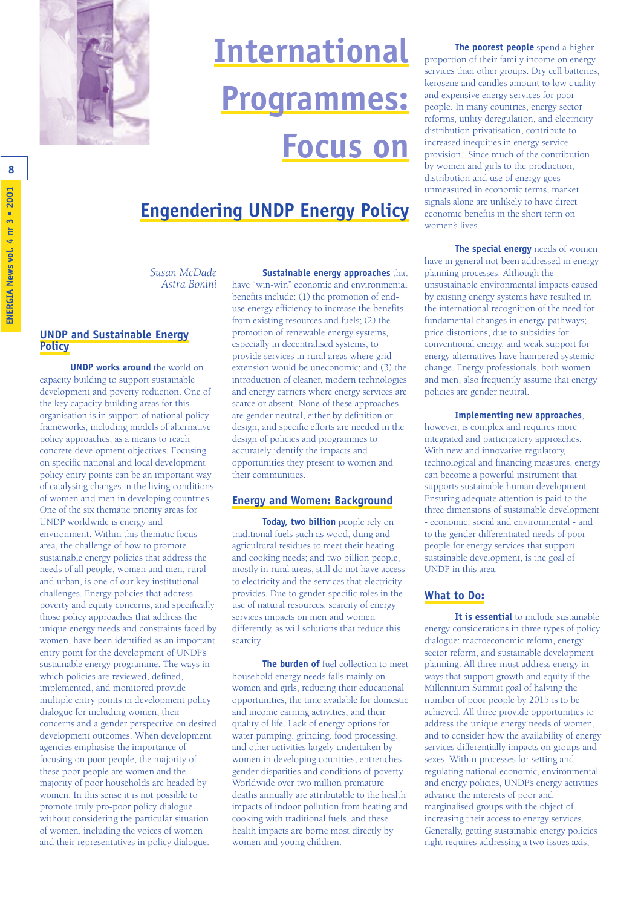# International Programmes: Focus on

## Engendering UNDP Energy Policy

*Susan McDade*
*Astra Bonini*

### UNDP and Sustainable Energy Policy

**UNDP works around** the world on capacity building to support sustainable development and poverty reduction. One of the key capacity building areas for this organisation is in support of national policy frameworks, including models of alternative policy approaches, as a means to reach concrete development objectives. Focusing on specific national and local development policy entry points can be an important way of catalysing changes in the living conditions of women and men in developing countries. One of the six thematic priority areas for UNDP worldwide is energy and environment. Within this thematic focus area, the challenge of how to promote sustainable energy policies that address the needs of all people, women and men, rural and urban, is one of our key institutional challenges. Energy policies that address poverty and equity concerns, and specifically those policy approaches that address the unique energy needs and constraints faced by women, have been identified as an important entry point for the development of UNDP's sustainable energy programme. The ways in which policies are reviewed, defined, implemented, and monitored provide multiple entry points in development policy dialogue for including women, their concerns and a gender perspective on desired development outcomes. When development agencies emphasise the importance of focusing on poor people, the majority of these poor people are women and the majority of poor households are headed by women. In this sense it is not possible to promote truly pro-poor policy dialogue without considering the particular situation of women, including the voices of women and their representatives in policy dialogue.

**Sustainable energy approaches** that have "win-win" economic and environmental benefits include: (1) the promotion of end-use energy efficiency to increase the benefits from existing resources and fuels; (2) the promotion of renewable energy systems, especially in decentralised systems, to provide services in rural areas where grid extension would be uneconomic; and (3) the introduction of cleaner, modern technologies and energy carriers where energy services are scarce or absent. None of these approaches are gender neutral, either by definition or design, and specific efforts are needed in the design of policies and programmes to accurately identify the impacts and opportunities they present to women and their communities.

### Energy and Women: Background

**Today, two billion** people rely on traditional fuels such as wood, dung and agricultural residues to meet their heating and cooking needs; and two billion people, mostly in rural areas, still do not have access to electricity and the services that electricity provides. Due to gender-specific roles in the use of natural resources, scarcity of energy services impacts on men and women differently, as will solutions that reduce this scarcity.

**The burden of** fuel collection to meet household energy needs falls mainly on women and girls, reducing their educational opportunities, the time available for domestic and income earning activities, and their quality of life. Lack of energy options for water pumping, grinding, food processing, and other activities largely undertaken by women in developing countries, entrenches gender disparities and conditions of poverty. Worldwide over two million premature deaths annually are attributable to the health impacts of indoor pollution from heating and cooking with traditional fuels, and these health impacts are borne most directly by women and young children.

**The poorest people** spend a higher proportion of their family income on energy services than other groups. Dry cell batteries, kerosene and candles amount to low quality and expensive energy services for poor people. In many countries, energy sector reforms, utility deregulation, and electricity distribution privatisation, contribute to increased inequities in energy service provision. Since much of the contribution by women and girls to the production, distribution and use of energy goes unmeasured in economic terms, market signals alone are unlikely to have direct economic benefits in the short term on women's lives.

**The special energy** needs of women have in general not been addressed in energy planning processes. Although the unsustainable environmental impacts caused by existing energy systems have resulted in the international recognition of the need for fundamental changes in energy pathways; price distortions, due to subsidies for conventional energy, and weak support for energy alternatives have hampered systemic change. Energy professionals, both women and men, also frequently assume that energy policies are gender neutral.

**Implementing new approaches**, however, is complex and requires more integrated and participatory approaches. With new and innovative regulatory, technological and financing measures, energy can become a powerful instrument that supports sustainable human development. Ensuring adequate attention is paid to the three dimensions of sustainable development - economic, social and environmental - and to the gender differentiated needs of poor people for energy services that support sustainable development, is the goal of UNDP in this area.

### What to Do:

**It is essential** to include sustainable energy considerations in three types of policy dialogue: macroeconomic reform, energy sector reform, and sustainable development planning. All three must address energy in ways that support growth and equity if the Millennium Summit goal of halving the number of poor people by 2015 is to be achieved. All three provide opportunities to address the unique energy needs of women, and to consider how the availability of energy services differentially impacts on groups and sexes. Within processes for setting and regulating national economic, environmental and energy policies, UNDP's energy activities advance the interests of poor and marginalised groups with the object of increasing their access to energy services. Generally, getting sustainable energy policies right requires addressing a two issues axis,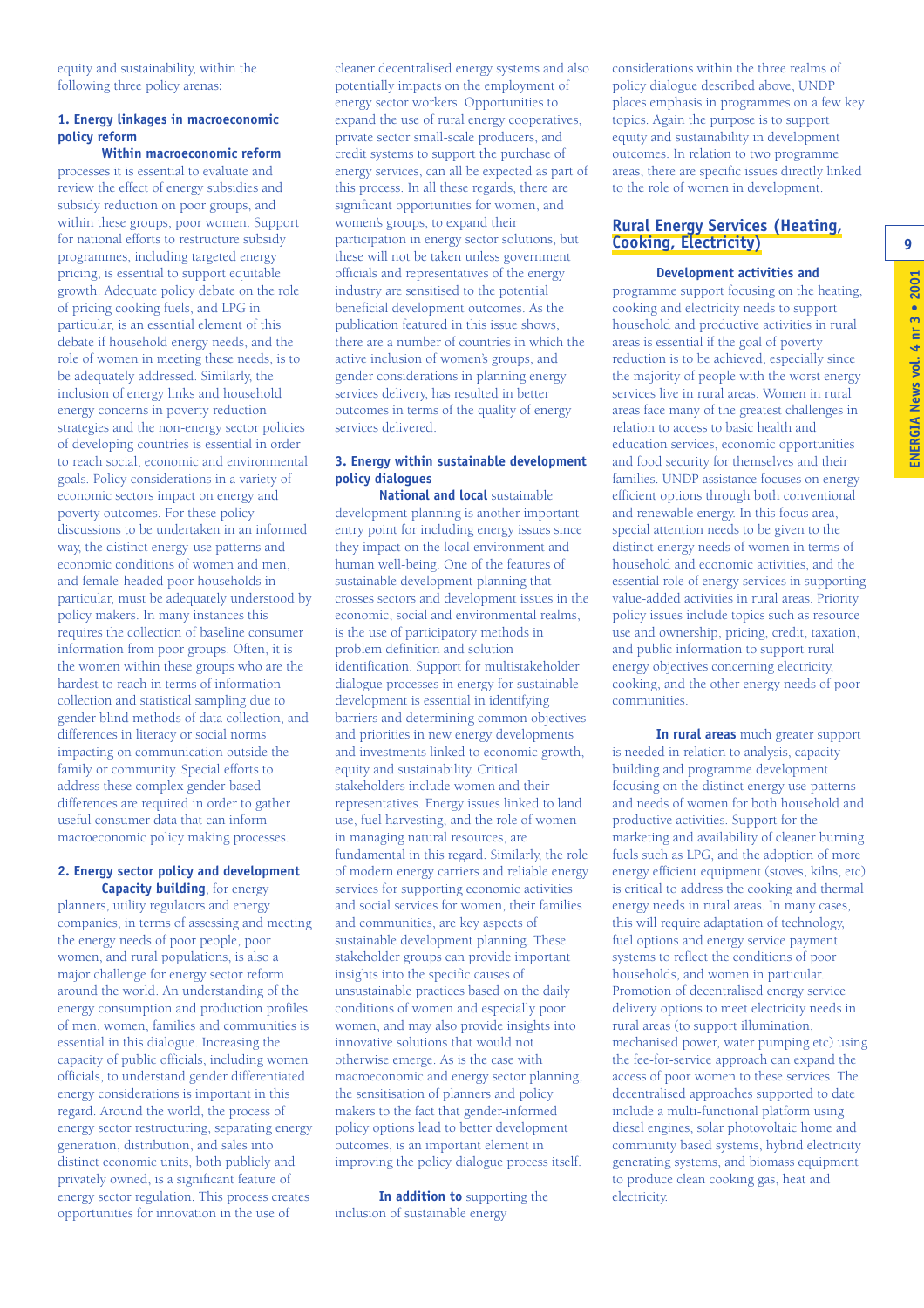equity and sustainability, within the following three policy arenas:

### 1. Energy linkages in macroeconomic policy reform

**Within macroeconomic reform** processes it is essential to evaluate and review the effect of energy subsidies and subsidy reduction on poor groups, and within these groups, poor women. Support for national efforts to restructure subsidy programmes, including targeted energy pricing, is essential to support equitable growth. Adequate policy debate on the role of pricing cooking fuels, and LPG in particular, is an essential element of this debate if household energy needs, and the role of women in meeting these needs, is to be adequately addressed. Similarly, the inclusion of energy links and household energy concerns in poverty reduction strategies and the non-energy sector policies of developing countries is essential in order to reach social, economic and environmental goals. Policy considerations in a variety of economic sectors impact on energy and poverty outcomes. For these policy discussions to be undertaken in an informed way, the distinct energy-use patterns and economic conditions of women and men, and female-headed poor households in particular, must be adequately understood by policy makers. In many instances this requires the collection of baseline consumer information from poor groups. Often, it is the women within these groups who are the hardest to reach in terms of information collection and statistical sampling due to gender blind methods of data collection, and differences in literacy or social norms impacting on communication outside the family or community. Special efforts to address these complex gender-based differences are required in order to gather useful consumer data that can inform macroeconomic policy making processes.

### 2. Energy sector policy and development

**Capacity building**, for energy planners, utility regulators and energy companies, in terms of assessing and meeting the energy needs of poor people, poor women, and rural populations, is also a major challenge for energy sector reform around the world. An understanding of the energy consumption and production profiles of men, women, families and communities is essential in this dialogue. Increasing the capacity of public officials, including women officials, to understand gender differentiated energy considerations is important in this regard. Around the world, the process of energy sector restructuring, separating energy generation, distribution, and sales into distinct economic units, both publicly and privately owned, is a significant feature of energy sector regulation. This process creates opportunities for innovation in the use of cleaner decentralised energy systems and also potentially impacts on the employment of energy sector workers. Opportunities to expand the use of rural energy cooperatives, private sector small-scale producers, and credit systems to support the purchase of energy services, can all be expected as part of this process. In all these regards, there are significant opportunities for women, and women's groups, to expand their participation in energy sector solutions, but these will not be taken unless government officials and representatives of the energy industry are sensitised to the potential beneficial development outcomes. As the publication featured in this issue shows, there are a number of countries in which the active inclusion of women's groups, and gender considerations in planning energy services delivery, has resulted in better outcomes in terms of the quality of energy services delivered.

### 3. Energy within sustainable development policy dialogues

**National and local** sustainable development planning is another important entry point for including energy issues since they impact on the local environment and human well-being. One of the features of sustainable development planning that crosses sectors and development issues in the economic, social and environmental realms, is the use of participatory methods in problem definition and solution identification. Support for multistakeholder dialogue processes in energy for sustainable development is essential in identifying barriers and determining common objectives and priorities in new energy developments and investments linked to economic growth, equity and sustainability. Critical stakeholders include women and their representatives. Energy issues linked to land use, fuel harvesting, and the role of women in managing natural resources, are fundamental in this regard. Similarly, the role of modern energy carriers and reliable energy services for supporting economic activities and social services for women, their families and communities, are key aspects of sustainable development planning. These stakeholder groups can provide important insights into the specific causes of unsustainable practices based on the daily conditions of women and especially poor women, and may also provide insights into innovative solutions that would not otherwise emerge. As is the case with macroeconomic and energy sector planning, the sensitisation of planners and policy makers to the fact that gender-informed policy options lead to better development outcomes, is an important element in improving the policy dialogue process itself.

**In addition to** supporting the inclusion of sustainable energy considerations within the three realms of policy dialogue described above, UNDP places emphasis in programmes on a few key topics. Again the purpose is to support equity and sustainability in development outcomes. In relation to two programme areas, there are specific issues directly linked to the role of women in development.

## Rural Energy Services (Heating, Cooking, Electricity)

**Development activities and** programme support focusing on the heating, cooking and electricity needs to support household and productive activities in rural areas is essential if the goal of poverty reduction is to be achieved, especially since the majority of people with the worst energy services live in rural areas. Women in rural areas face many of the greatest challenges in relation to access to basic health and education services, economic opportunities and food security for themselves and their families. UNDP assistance focuses on energy efficient options through both conventional and renewable energy. In this focus area, special attention needs to be given to the distinct energy needs of women in terms of household and economic activities, and the essential role of energy services in supporting value-added activities in rural areas. Priority policy issues include topics such as resource use and ownership, pricing, credit, taxation, and public information to support rural energy objectives concerning electricity, cooking, and the other energy needs of poor communities.

**In rural areas** much greater support is needed in relation to analysis, capacity building and programme development focusing on the distinct energy use patterns and needs of women for both household and productive activities. Support for the marketing and availability of cleaner burning fuels such as LPG, and the adoption of more energy efficient equipment (stoves, kilns, etc) is critical to address the cooking and thermal energy needs in rural areas. In many cases, this will require adaptation of technology, fuel options and energy service payment systems to reflect the conditions of poor households, and women in particular. Promotion of decentralised energy service delivery options to meet electricity needs in rural areas (to support illumination, mechanised power, water pumping etc) using the fee-for-service approach can expand the access of poor women to these services. The decentralised approaches supported to date include a multi-functional platform using diesel engines, solar photovoltaic home and community based systems, hybrid electricity generating systems, and biomass equipment to produce clean cooking gas, heat and electricity.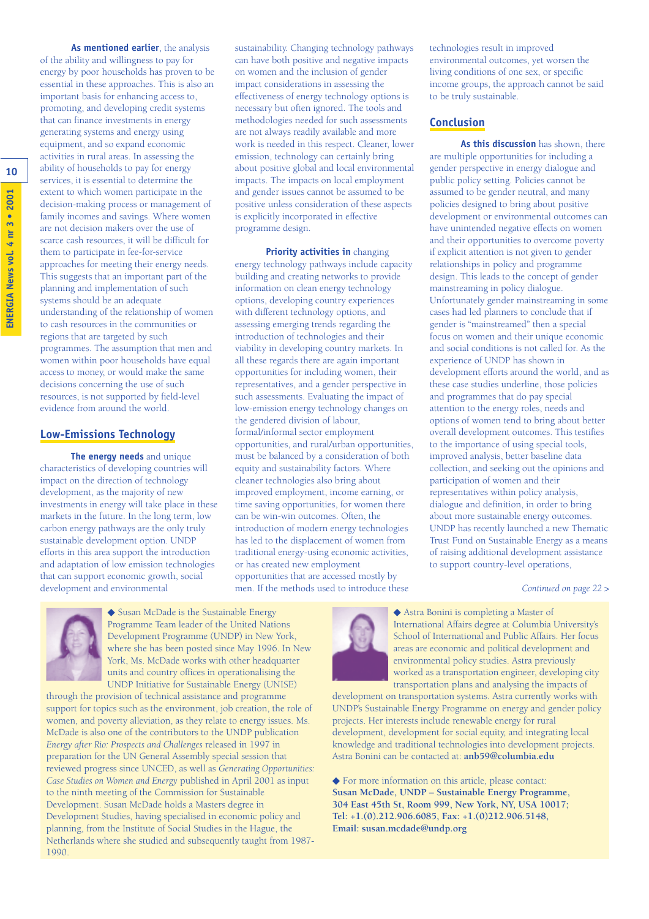**As mentioned earlier**, the analysis of the ability and willingness to pay for energy by poor households has proven to be essential in these approaches. This is also an important basis for enhancing access to, promoting, and developing credit systems that can finance investments in energy generating systems and energy using equipment, and so expand economic activities in rural areas. In assessing the ability of households to pay for energy services, it is essential to determine the extent to which women participate in the decision-making process or management of family incomes and savings. Where women are not decision makers over the use of scarce cash resources, it will be difficult for them to participate in fee-for-service approaches for meeting their energy needs. This suggests that an important part of the planning and implementation of such systems should be an adequate understanding of the relationship of women to cash resources in the communities or regions that are targeted by such programmes. The assumption that men and women within poor households have equal access to money, or would make the same decisions concerning the use of such resources, is not supported by field-level evidence from around the world.

## Low-Emissions Technology

**The energy needs** and unique characteristics of developing countries will impact on the direction of technology development, as the majority of new investments in energy will take place in these markets in the future. In the long term, low carbon energy pathways are the only truly sustainable development option. UNDP efforts in this area support the introduction and adaptation of low emission technologies that can support economic growth, social development and environmental sustainability. Changing technology pathways can have both positive and negative impacts on women and the inclusion of gender impact considerations in assessing the effectiveness of energy technology options is necessary but often ignored. The tools and methodologies needed for such assessments are not always readily available and more work is needed in this respect. Cleaner, lower emission, technology can certainly bring about positive global and local environmental impacts. The impacts on local employment and gender issues cannot be assumed to be positive unless consideration of these aspects is explicitly incorporated in effective programme design.

**Priority activities in** changing energy technology pathways include capacity building and creating networks to provide information on clean energy technology options, developing country experiences with different technology options, and assessing emerging trends regarding the introduction of technologies and their viability in developing country markets. In all these regards there are again important opportunities for including women, their representatives, and a gender perspective in such assessments. Evaluating the impact of low-emission energy technology changes on the gendered division of labour, formal/informal sector employment opportunities, and rural/urban opportunities, must be balanced by a consideration of both equity and sustainability factors. Where cleaner technologies also bring about improved employment, income earning, or time saving opportunities, for women there can be win-win outcomes. Often, the introduction of modern energy technologies has led to the displacement of women from traditional energy-using economic activities, or has created new employment opportunities that are accessed mostly by men. If the methods used to introduce these technologies result in improved environmental outcomes, yet worsen the living conditions of one sex, or specific income groups, the approach cannot be said to be truly sustainable.

## Conclusion

**As this discussion** has shown, there are multiple opportunities for including a gender perspective in energy dialogue and public policy setting. Policies cannot be assumed to be gender neutral, and many policies designed to bring about positive development or environmental outcomes can have unintended negative effects on women and their opportunities to overcome poverty if explicit attention is not given to gender relationships in policy and programme design. This leads to the concept of gender mainstreaming in policy dialogue. Unfortunately gender mainstreaming in some cases had led planners to conclude that if gender is "mainstreamed" then a special focus on women and their unique economic and social conditions is not called for. As the experience of UNDP has shown in development efforts around the world, and as these case studies underline, those policies and programmes that do pay special attention to the energy roles, needs and options of women tend to bring about better overall development outcomes. This testifies to the importance of using special tools, improved analysis, better baseline data collection, and seeking out the opinions and participation of women and their representatives within policy analysis, dialogue and definition, in order to bring about more sustainable energy outcomes. UNDP has recently launched a new Thematic Trust Fund on Sustainable Energy as a means of raising additional development assistance to support country-level operations.

*Continued on page 22 >*

◆ Susan McDade is the Sustainable Energy Programme Team leader of the United Nations Development Programme (UNDP) in New York, where she has been posted since May 1996. In New York, Ms. McDade works with other headquarter units and country offices in operationalising the UNDP Initiative for Sustainable Energy (UNISE) through the provision of technical assistance and programme support for topics such as the environment, job creation, the role of women, and poverty alleviation, as they relate to energy issues. Ms. McDade is also one of the contributors to the UNDP publication *Energy after Rio: Prospects and Challenges* released in 1997 in preparation for the UN General Assembly special session that reviewed progress since UNCED, as well as *Generating Opportunities: Case Studies on Women and Energy* published in April 2001 as input to the ninth meeting of the Commission for Sustainable Development. Susan McDade holds a Masters degree in Development Studies, having specialised in economic policy and planning, from the Institute of Social Studies in the Hague, the Netherlands where she studied and subsequently taught from 1987-1990.

◆ Astra Bonini is completing a Master of International Affairs degree at Columbia University's School of International and Public Affairs. Her focus areas are economic and political development and environmental policy studies. Astra previously worked as a transportation engineer, developing city transportation plans and analysing the impacts of development on transportation systems. Astra currently works with UNDP's Sustainable Energy Programme on energy and gender policy projects. Her interests include renewable energy for rural development, development for social equity, and integrating local knowledge and traditional technologies into development projects. Astra Bonini can be contacted at: **anb59@columbia.edu**

◆ For more information on this article, please contact:
**Susan McDade, UNDP – Sustainable Energy Programme, 304 East 45th St, Room 999, New York, NY, USA 10017; Tel: +1.(0).212.906.6085, Fax: +1.(0)212.906.5148, Email: susan.mcdade@undp.org**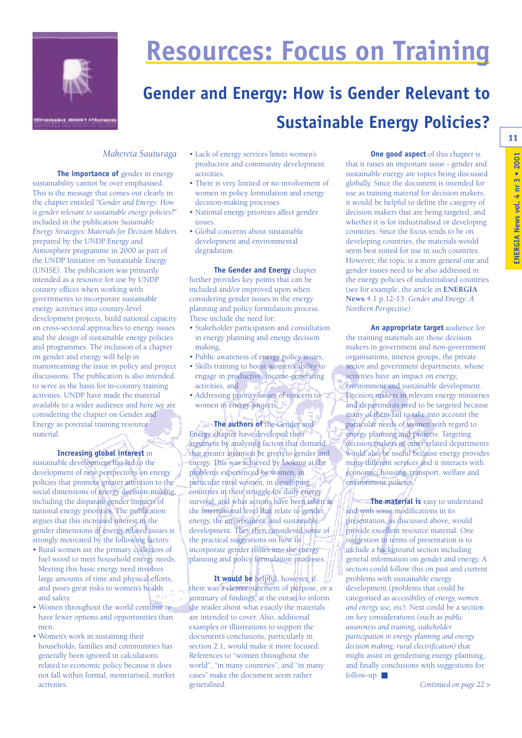# Resources: Focus on Training

## Gender and Energy: How is Gender Relevant to Sustainable Energy Policies?

*Makereta Sauturaga*

**The importance of** gender in energy sustainability cannot be over emphasised. This is the message that comes out clearly in the chapter entitled *"Gender and Energy: How is gender relevant to sustainable energy policies?"* included in the publication *Sustainable Energy Strategies: Materials for Decision Makers* prepared by the UNDP Energy and Atmosphere programme in 2000 as part of the UNDP Initiative on Sustainable Energy (UNISE). The publication was primarily intended as a resource for use by UNDP country offices when working with governments to incorporate sustainable energy activities into country-level development projects, build national capacity on cross-sectoral approaches to energy issues and the design of sustainable energy policies and programmes. The inclusion of a chapter on gender and energy will help in mainstreaming the issue in policy and project discussions. The publication is also intended to serve as the basis for in-country training activities. UNDP have made the material available to a wider audience and here we are considering the chapter on Gender and Energy as potential training resource material.

**Increasing global interest** in sustainable development has led to the development of new perspectives on energy policies that promote greater attention to the social dimensions of energy decision-making, including the disparate gender impacts of national energy priorities. The publication argues that this increased interest in the gender dimensions of energy related issues is strongly motivated by the following factors:

- Rural women are the primary collectors of fuel wood to meet household energy needs. Meeting this basic energy need involves large amounts of time and physical efforts, and poses great risks to women's health and safety.
- Women throughout the world continue to have fewer options and opportunities than men.
- Women's work in sustaining their households, families and communities has generally been ignored in calculations related to economic policy because it does not fall within formal, monetarised, market activities.
- Lack of energy services limits women's productive and community development activities.
- There is very limited or no involvement of women in policy formulation and energy decision-making processes.
- National energy priorities affect gender issues.
- Global concerns about sustainable development and environmental degradation.

**The Gender and Energy** chapter further provides key points that can be included and/or improved upon when considering gender issues in the energy planning and policy formulation process. These include the need for:

- Stakeholder participation and consultation in energy planning and energy decision making,
- Public awareness of energy policy issues,
- Skills training to boost women's ability to engage in productive, income-generating activities, and
- Addressing priority issues of concern to women in energy projects.

**The authors of** the Gender and Energy chapter have developed their argument by analysing factors that demand that greater attention be given to gender and energy. This was achieved by looking at the problems experienced by women, in particular rural women, in developing countries in their struggle for daily energy survival; and what actions have been taken at the international level that relate to gender, energy, the environment, and sustainable development. They then considered some of the practical suggestions on how to incorporate gender issues into the energy planning and policy formulation processes.

**It would be** helpful, however, if there was a clearer statement of purpose, or a summary of findings, at the outset to inform the reader about what exactly the materials are intended to cover. Also, additional examples or illustrations to support the document's conclusions, particularly in section 2.1, would make it more focused. References to "women throughout the world", "in many countries", and "in many cases" make the document seem rather generalised.

**One good aspect** of this chapter is that it raises an important issue - gender and sustainable energy are topics being discussed globally. Since the document is intended for use as training material for decision makers, it would be helpful to define the category of decision makers that are being targeted, and whether it is for industrialised or developing countries. Since the focus tends to be on developing countries, the materials would seem best suited for use in such countries. However, the topic is a more general one and gender issues need to be also addressed in the energy policies of industrialised countries (see for example, the article in **ENERGIA News** 4.1 p.12-13: *Gender and Energy: A Northern Perspective)*.

**An appropriate target** audience for the training materials are those decision makers in government and non-government organisations, interest groups, the private sector and government departments, whose activities have an impact on energy, environment and sustainable development. Decision makers in relevant energy ministries and departments need to be targeted because many of them fail to take into account the particular needs of women with regard to energy planning and projects. Targeting decision makers in other related departments would also be useful because energy provides many different services and it interacts with economic, housing, transport, welfare and environment policies.

**The material is** easy to understand and with some modifications in its presentation, as discussed above, would provide excellent resource material. One suggestion in terms of presentation is to include a background section including general information on gender and energy. A section could follow this on past and current problems with sustainable energy development (problems that could be categorised as *accessibility of energy, women and energy use,* etc). Next could be a section on key considerations (such as *public awareness and training, stakeholder participation in energy planning and energy decision making, rural electrification)* that might assist in genderising energy planning, and finally conclusions with suggestions for follow-up. ■

*Continued on page 22 >*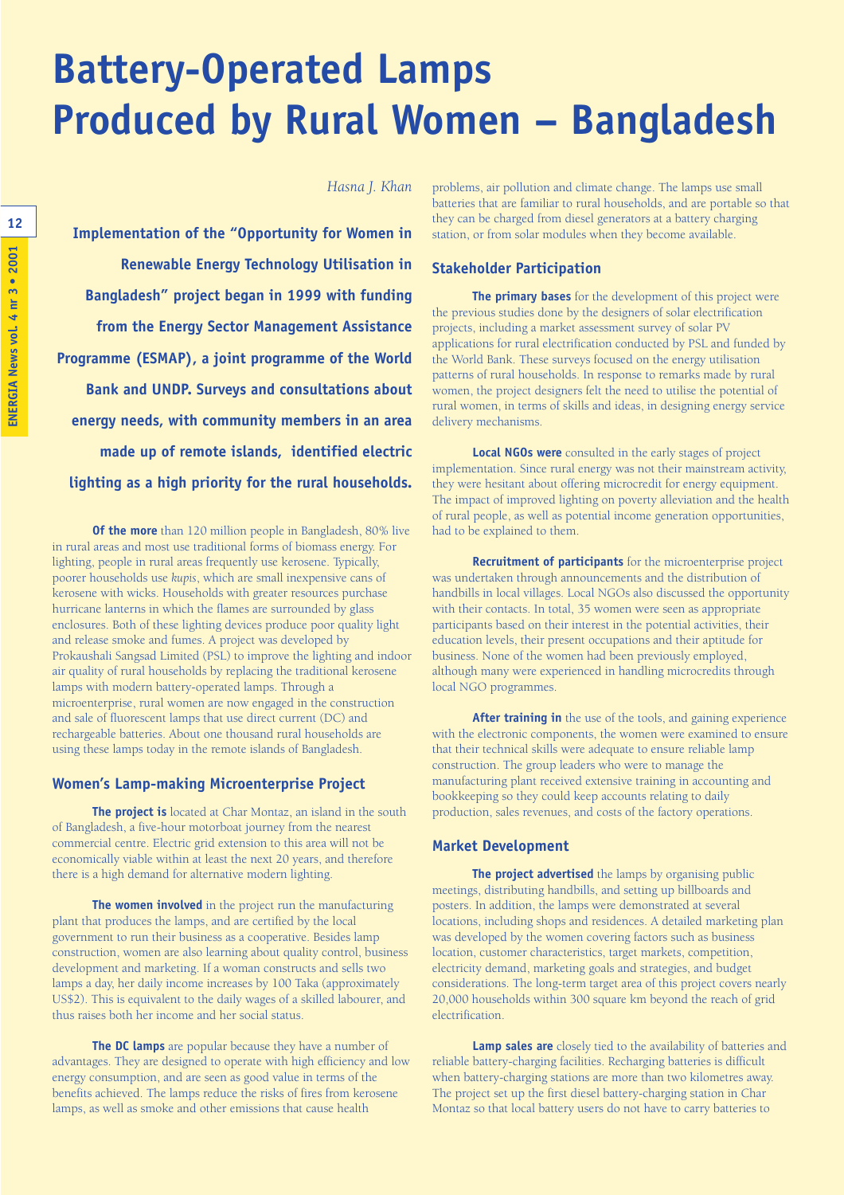# Battery-Operated Lamps Produced by Rural Women – Bangladesh

*Hasna J. Khan*

**Implementation of the "Opportunity for Women in Renewable Energy Technology Utilisation in Bangladesh" project began in 1999 with funding from the Energy Sector Management Assistance Programme (ESMAP), a joint programme of the World Bank and UNDP. Surveys and consultations about energy needs, with community members in an area made up of remote islands, identified electric lighting as a high priority for the rural households.**

**Of the more** than 120 million people in Bangladesh, 80% live in rural areas and most use traditional forms of biomass energy. For lighting, people in rural areas frequently use kerosene. Typically, poorer households use *kupis*, which are small inexpensive cans of kerosene with wicks. Households with greater resources purchase hurricane lanterns in which the flames are surrounded by glass enclosures. Both of these lighting devices produce poor quality light and release smoke and fumes. A project was developed by Prokaushali Sangsad Limited (PSL) to improve the lighting and indoor air quality of rural households by replacing the traditional kerosene lamps with modern battery-operated lamps. Through a microenterprise, rural women are now engaged in the construction and sale of fluorescent lamps that use direct current (DC) and rechargeable batteries. About one thousand rural households are using these lamps today in the remote islands of Bangladesh.

## Women's Lamp-making Microenterprise Project

**The project is** located at Char Montaz, an island in the south of Bangladesh, a five-hour motorboat journey from the nearest commercial centre. Electric grid extension to this area will not be economically viable within at least the next 20 years, and therefore there is a high demand for alternative modern lighting.

**The women involved** in the project run the manufacturing plant that produces the lamps, and are certified by the local government to run their business as a cooperative. Besides lamp construction, women are also learning about quality control, business development and marketing. If a woman constructs and sells two lamps a day, her daily income increases by 100 Taka (approximately US$2). This is equivalent to the daily wages of a skilled labourer, and thus raises both her income and her social status.

**The DC lamps** are popular because they have a number of advantages. They are designed to operate with high efficiency and low energy consumption, and are seen as good value in terms of the benefits achieved. The lamps reduce the risks of fires from kerosene lamps, as well as smoke and other emissions that cause health problems, air pollution and climate change. The lamps use small batteries that are familiar to rural households, and are portable so that they can be charged from diesel generators at a battery charging station, or from solar modules when they become available.

## Stakeholder Participation

**The primary bases** for the development of this project were the previous studies done by the designers of solar electrification projects, including a market assessment survey of solar PV applications for rural electrification conducted by PSL and funded by the World Bank. These surveys focused on the energy utilisation patterns of rural households. In response to remarks made by rural women, the project designers felt the need to utilise the potential of rural women, in terms of skills and ideas, in designing energy service delivery mechanisms.

**Local NGOs were** consulted in the early stages of project implementation. Since rural energy was not their mainstream activity, they were hesitant about offering microcredit for energy equipment. The impact of improved lighting on poverty alleviation and the health of rural people, as well as potential income generation opportunities, had to be explained to them.

**Recruitment of participants** for the microenterprise project was undertaken through announcements and the distribution of handbills in local villages. Local NGOs also discussed the opportunity with their contacts. In total, 35 women were seen as appropriate participants based on their interest in the potential activities, their education levels, their present occupations and their aptitude for business. None of the women had been previously employed, although many were experienced in handling microcredits through local NGO programmes.

**After training in** the use of the tools, and gaining experience with the electronic components, the women were examined to ensure that their technical skills were adequate to ensure reliable lamp construction. The group leaders who were to manage the manufacturing plant received extensive training in accounting and bookkeeping so they could keep accounts relating to daily production, sales revenues, and costs of the factory operations.

## Market Development

**The project advertised** the lamps by organising public meetings, distributing handbills, and setting up billboards and posters. In addition, the lamps were demonstrated at several locations, including shops and residences. A detailed marketing plan was developed by the women covering factors such as business location, customer characteristics, target markets, competition, electricity demand, marketing goals and strategies, and budget considerations. The long-term target area of this project covers nearly 20,000 households within 300 square km beyond the reach of grid electrification.

**Lamp sales are** closely tied to the availability of batteries and reliable battery-charging facilities. Recharging batteries is difficult when battery-charging stations are more than two kilometres away. The project set up the first diesel battery-charging station in Char Montaz so that local battery users do not have to carry batteries to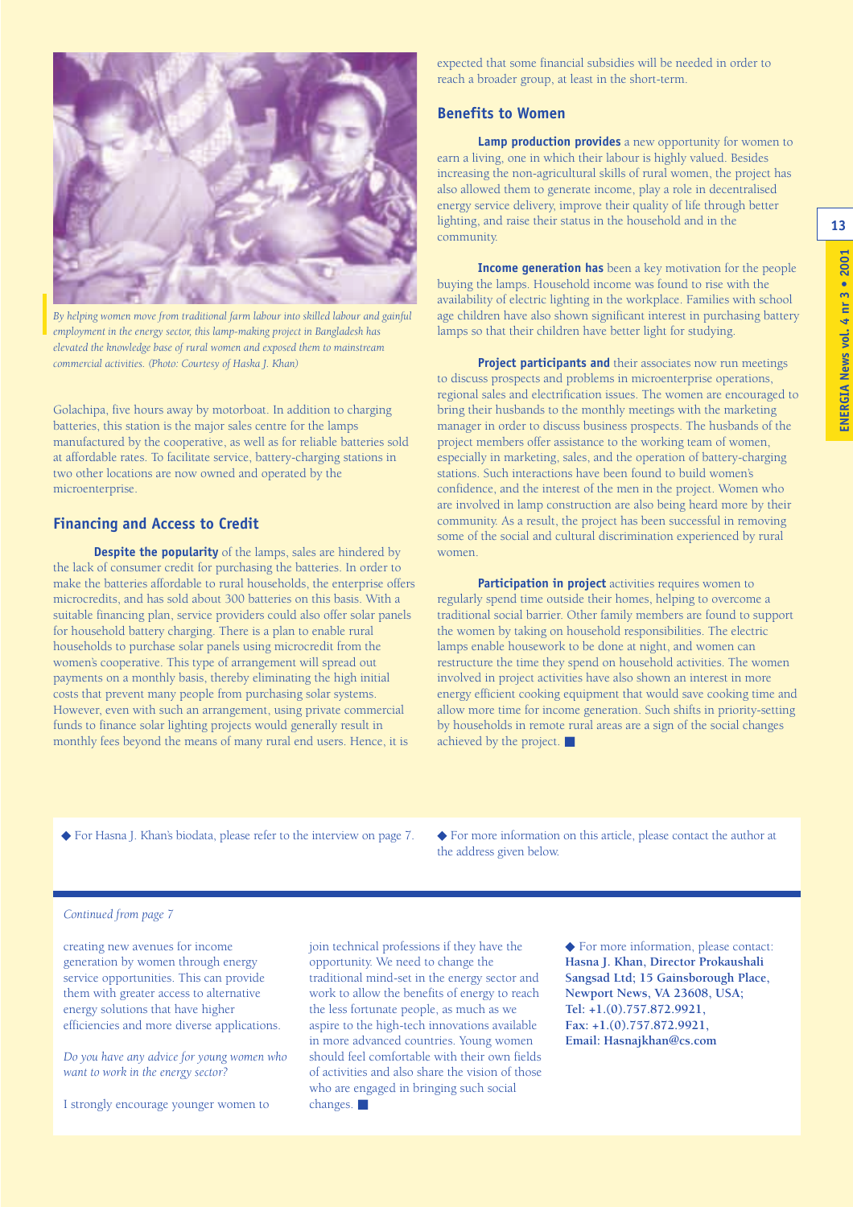*By helping women move from traditional farm labour into skilled labour and gainful employment in the energy sector, this lamp-making project in Bangladesh has elevated the knowledge base of rural women and exposed them to mainstream commercial activities. (Photo: Courtesy of Haska J. Khan)*

Golachipa, five hours away by motorboat. In addition to charging batteries, this station is the major sales centre for the lamps manufactured by the cooperative, as well as for reliable batteries sold at affordable rates. To facilitate service, battery-charging stations in two other locations are now owned and operated by the microenterprise.

## Financing and Access to Credit

**Despite the popularity** of the lamps, sales are hindered by the lack of consumer credit for purchasing the batteries. In order to make the batteries affordable to rural households, the enterprise offers microcredits, and has sold about 300 batteries on this basis. With a suitable financing plan, service providers could also offer solar panels for household battery charging. There is a plan to enable rural households to purchase solar panels using microcredit from the women's cooperative. This type of arrangement will spread out payments on a monthly basis, thereby eliminating the high initial costs that prevent many people from purchasing solar systems. However, even with such an arrangement, using private commercial funds to finance solar lighting projects would generally result in monthly fees beyond the means of many rural end users. Hence, it is expected that some financial subsidies will be needed in order to reach a broader group, at least in the short-term.

## Benefits to Women

**Lamp production provides** a new opportunity for women to earn a living, one in which their labour is highly valued. Besides increasing the non-agricultural skills of rural women, the project has also allowed them to generate income, play a role in decentralised energy service delivery, improve their quality of life through better lighting, and raise their status in the household and in the community.

**Income generation has** been a key motivation for the people buying the lamps. Household income was found to rise with the availability of electric lighting in the workplace. Families with school age children have also shown significant interest in purchasing battery lamps so that their children have better light for studying.

**Project participants and** their associates now run meetings to discuss prospects and problems in microenterprise operations, regional sales and electrification issues. The women are encouraged to bring their husbands to the monthly meetings with the marketing manager in order to discuss business prospects. The husbands of the project members offer assistance to the working team of women, especially in marketing, sales, and the operation of battery-charging stations. Such interactions have been found to build women's confidence, and the interest of the men in the project. Women who are involved in lamp construction are also being heard more by their community. As a result, the project has been successful in removing some of the social and cultural discrimination experienced by rural women.

**Participation in project** activities requires women to regularly spend time outside their homes, helping to overcome a traditional social barrier. Other family members are found to support the women by taking on household responsibilities. The electric lamps enable housework to be done at night, and women can restructure the time they spend on household activities. The women involved in project activities have also shown an interest in more energy efficient cooking equipment that would save cooking time and allow more time for income generation. Such shifts in priority-setting by households in remote rural areas are a sign of the social changes achieved by the project. ■

◆ For Hasna J. Khan's biodata, please refer to the interview on page 7.

◆ For more information on this article, please contact the author at the address given below.

---

*Continued from page 7*

creating new avenues for income generation by women through energy service opportunities. This can provide them with greater access to alternative energy solutions that have higher efficiencies and more diverse applications.

*Do you have any advice for young women who want to work in the energy sector?*

I strongly encourage younger women to join technical professions if they have the opportunity. We need to change the traditional mind-set in the energy sector and work to allow the benefits of energy to reach the less fortunate people, as much as we aspire to the high-tech innovations available in more advanced countries. Young women should feel comfortable with their own fields of activities and also share the vision of those who are engaged in bringing such social changes. ■

◆ For more information, please contact:
**Hasna J. Khan, Director Prokaushali Sangsad Ltd; 15 Gainsborough Place, Newport News, VA 23608, USA; Tel: +1.(0).757.872.9921, Fax: +1.(0).757.872.9921, Email: Hasnajkhan@cs.com**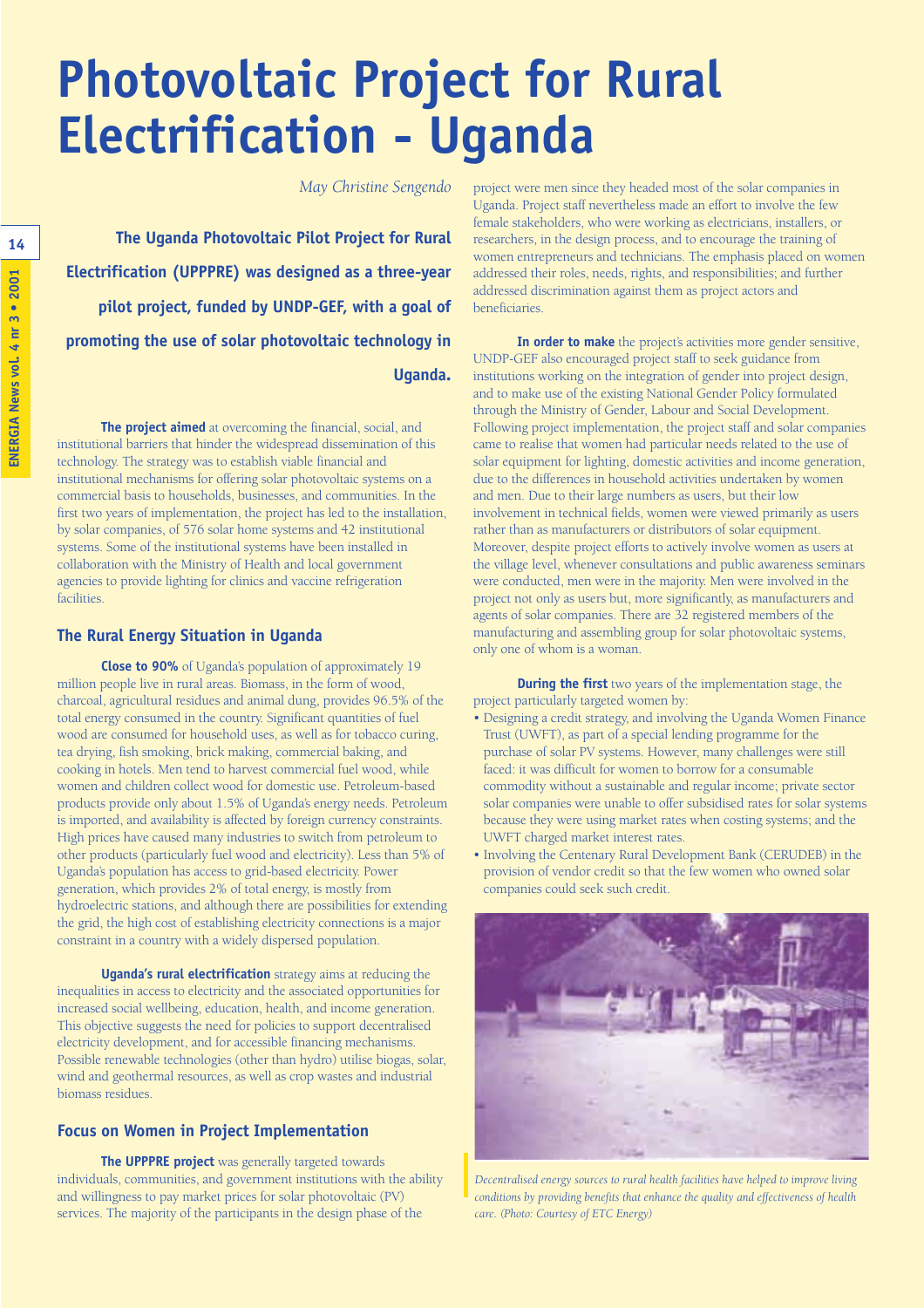# Photovoltaic Project for Rural Electrification - Uganda

*May Christine Sengendo*

**The Uganda Photovoltaic Pilot Project for Rural Electrification (UPPPRE) was designed as a three-year pilot project, funded by UNDP-GEF, with a goal of promoting the use of solar photovoltaic technology in Uganda.**

**The project aimed** at overcoming the financial, social, and institutional barriers that hinder the widespread dissemination of this technology. The strategy was to establish viable financial and institutional mechanisms for offering solar photovoltaic systems on a commercial basis to households, businesses, and communities. In the first two years of implementation, the project has led to the installation, by solar companies, of 576 solar home systems and 42 institutional systems. Some of the institutional systems have been installed in collaboration with the Ministry of Health and local government agencies to provide lighting for clinics and vaccine refrigeration facilities.

## The Rural Energy Situation in Uganda

**Close to 90%** of Uganda's population of approximately 19 million people live in rural areas. Biomass, in the form of wood, charcoal, agricultural residues and animal dung, provides 96.5% of the total energy consumed in the country. Significant quantities of fuel wood are consumed for household uses, as well as for tobacco curing, tea drying, fish smoking, brick making, commercial baking, and cooking in hotels. Men tend to harvest commercial fuel wood, while women and children collect wood for domestic use. Petroleum-based products provide only about 1.5% of Uganda's energy needs. Petroleum is imported, and availability is affected by foreign currency constraints. High prices have caused many industries to switch from petroleum to other products (particularly fuel wood and electricity). Less than 5% of Uganda's population has access to grid-based electricity. Power generation, which provides 2% of total energy, is mostly from hydroelectric stations, and although there are possibilities for extending the grid, the high cost of establishing electricity connections is a major constraint in a country with a widely dispersed population.

**Uganda's rural electrification** strategy aims at reducing the inequalities in access to electricity and the associated opportunities for increased social wellbeing, education, health, and income generation. This objective suggests the need for policies to support decentralised electricity development, and for accessible financing mechanisms. Possible renewable technologies (other than hydro) utilise biogas, solar, wind and geothermal resources, as well as crop wastes and industrial biomass residues.

## Focus on Women in Project Implementation

**The UPPPRE project** was generally targeted towards individuals, communities, and government institutions with the ability and willingness to pay market prices for solar photovoltaic (PV) services. The majority of the participants in the design phase of the project were men since they headed most of the solar companies in Uganda. Project staff nevertheless made an effort to involve the few female stakeholders, who were working as electricians, installers, or researchers, in the design process, and to encourage the training of women entrepreneurs and technicians. The emphasis placed on women addressed their roles, needs, rights, and responsibilities; and further addressed discrimination against them as project actors and beneficiaries.

**In order to make** the project's activities more gender sensitive, UNDP-GEF also encouraged project staff to seek guidance from institutions working on the integration of gender into project design, and to make use of the existing National Gender Policy formulated through the Ministry of Gender, Labour and Social Development. Following project implementation, the project staff and solar companies came to realise that women had particular needs related to the use of solar equipment for lighting, domestic activities and income generation, due to the differences in household activities undertaken by women and men. Due to their large numbers as users, but their low involvement in technical fields, women were viewed primarily as users rather than as manufacturers or distributors of solar equipment. Moreover, despite project efforts to actively involve women as users at the village level, whenever consultations and public awareness seminars were conducted, men were in the majority. Men were involved in the project not only as users but, more significantly, as manufacturers and agents of solar companies. There are 32 registered members of the manufacturing and assembling group for solar photovoltaic systems, only one of whom is a woman.

**During the first** two years of the implementation stage, the project particularly targeted women by:

- Designing a credit strategy, and involving the Uganda Women Finance Trust (UWFT), as part of a special lending programme for the purchase of solar PV systems. However, many challenges were still faced: it was difficult for women to borrow for a consumable commodity without a sustainable and regular income; private sector solar companies were unable to offer subsidised rates for solar systems because they were using market rates when costing systems; and the UWFT charged market interest rates.
- Involving the Centenary Rural Development Bank (CERUDEB) in the provision of vendor credit so that the few women who owned solar companies could seek such credit.

*Decentralised energy sources to rural health facilities have helped to improve living conditions by providing benefits that enhance the quality and effectiveness of health care. (Photo: Courtesy of ETC Energy)*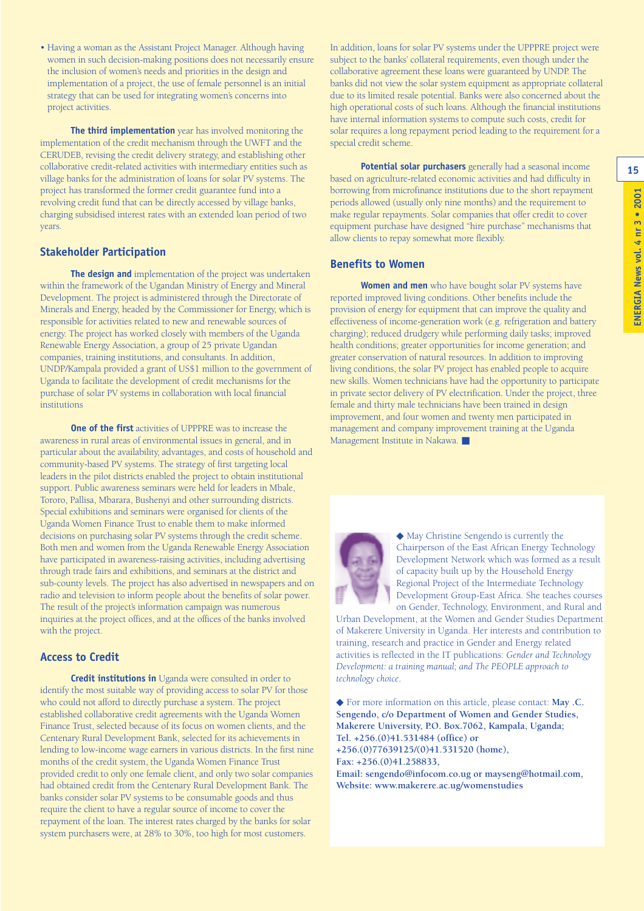- Having a woman as the Assistant Project Manager. Although having women in such decision-making positions does not necessarily ensure the inclusion of women's needs and priorities in the design and implementation of a project, the use of female personnel is an initial strategy that can be used for integrating women's concerns into project activities.

**The third implementation** year has involved monitoring the implementation of the credit mechanism through the UWFT and the CERUDEB, revising the credit delivery strategy, and establishing other collaborative credit-related activities with intermediary entities such as village banks for the administration of loans for solar PV systems. The project has transformed the former credit guarantee fund into a revolving credit fund that can be directly accessed by village banks, charging subsidised interest rates with an extended loan period of two years.

## Stakeholder Participation

**The design and** implementation of the project was undertaken within the framework of the Ugandan Ministry of Energy and Mineral Development. The project is administered through the Directorate of Minerals and Energy, headed by the Commissioner for Energy, which is responsible for activities related to new and renewable sources of energy. The project has worked closely with members of the Uganda Renewable Energy Association, a group of 25 private Ugandan companies, training institutions, and consultants. In addition, UNDP/Kampala provided a grant of US$1 million to the government of Uganda to facilitate the development of credit mechanisms for the purchase of solar PV systems in collaboration with local financial institutions

**One of the first** activities of UPPPRE was to increase the awareness in rural areas of environmental issues in general, and in particular about the availability, advantages, and costs of household and community-based PV systems. The strategy of first targeting local leaders in the pilot districts enabled the project to obtain institutional support. Public awareness seminars were held for leaders in Mbale, Tororo, Pallisa, Mbarara, Bushenyi and other surrounding districts. Special exhibitions and seminars were organised for clients of the Uganda Women Finance Trust to enable them to make informed decisions on purchasing solar PV systems through the credit scheme. Both men and women from the Uganda Renewable Energy Association have participated in awareness-raising activities, including advertising through trade fairs and exhibitions, and seminars at the district and sub-county levels. The project has also advertised in newspapers and on radio and television to inform people about the benefits of solar power. The result of the project's information campaign was numerous inquiries at the project offices, and at the offices of the banks involved with the project.

## Access to Credit

**Credit institutions in** Uganda were consulted in order to identify the most suitable way of providing access to solar PV for those who could not afford to directly purchase a system. The project established collaborative credit agreements with the Uganda Women Finance Trust, selected because of its focus on women clients, and the Centenary Rural Development Bank, selected for its achievements in lending to low-income wage earners in various districts. In the first nine months of the credit system, the Uganda Women Finance Trust provided credit to only one female client, and only two solar companies had obtained credit from the Centenary Rural Development Bank. The banks consider solar PV systems to be consumable goods and thus require the client to have a regular source of income to cover the repayment of the loan. The interest rates charged by the banks for solar system purchasers were, at 28% to 30%, too high for most customers.

In addition, loans for solar PV systems under the UPPPRE project were subject to the banks' collateral requirements, even though under the collaborative agreement these loans were guaranteed by UNDP. The banks did not view the solar system equipment as appropriate collateral due to its limited resale potential. Banks were also concerned about the high operational costs of such loans. Although the financial institutions have internal information systems to compute such costs, credit for solar requires a long repayment period leading to the requirement for a special credit scheme.

**Potential solar purchasers** generally had a seasonal income based on agriculture-related economic activities and had difficulty in borrowing from microfinance institutions due to the short repayment periods allowed (usually only nine months) and the requirement to make regular repayments. Solar companies that offer credit to cover equipment purchase have designed "hire purchase" mechanisms that allow clients to repay somewhat more flexibly.

## Benefits to Women

**Women and men** who have bought solar PV systems have reported improved living conditions. Other benefits include the provision of energy for equipment that can improve the quality and effectiveness of income-generation work (e.g. refrigeration and battery charging); reduced drudgery while performing daily tasks; improved health conditions; greater opportunities for income generation; and greater conservation of natural resources. In addition to improving living conditions, the solar PV project has enabled people to acquire new skills. Women technicians have had the opportunity to participate in private sector delivery of PV electrification. Under the project, three female and thirty male technicians have been trained in design improvement, and four women and twenty men participated in management and company improvement training at the Uganda Management Institute in Nakawa. ■

◆ May Christine Sengendo is currently the Chairperson of the East African Energy Technology Development Network which was formed as a result of capacity built up by the Household Energy Regional Project of the Intermediate Technology Development Group-East Africa. She teaches courses on Gender, Technology, Environment, and Rural and Urban Development, at the Women and Gender Studies Department of Makerere University in Uganda. Her interests and contribution to training, research and practice in Gender and Energy related activities is reflected in the IT publications: *Gender and Technology Development: a training manual; and The PEOPLE approach to technology choice*.

◆ For more information on this article, please contact: **May .C. Sengendo, c/o Department of Women and Gender Studies, Makerere University, P.O. Box.7062, Kampala, Uganda; Tel. +256.(0)41.531484 (office) or +256.(0)77639125/(0)41.531520 (home), Fax: +256.(0)41.258833, Email: sengendo@infocom.co.ug or mayseng@hotmail.com, Website: www.makerere.ac.ug/womenstudies**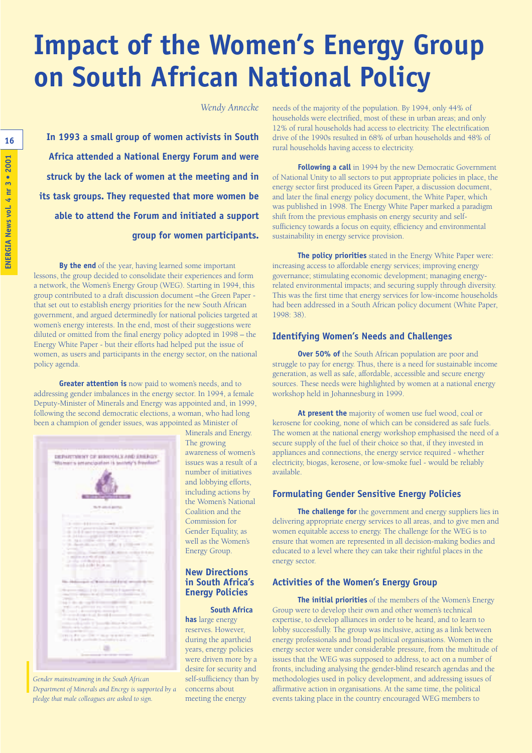# Impact of the Women's Energy Group on South African National Policy

*Wendy Annecke*

**In 1993 a small group of women activists in South Africa attended a National Energy Forum and were struck by the lack of women at the meeting and in its task groups. They requested that more women be able to attend the Forum and initiated a support group for women participants.**

**By the end** of the year, having learned some important lessons, the group decided to consolidate their experiences and form a network, the Women's Energy Group (WEG). Starting in 1994, this group contributed to a draft discussion document –the Green Paper - that set out to establish energy priorities for the new South African government, and argued determinedly for national policies targeted at women's energy interests. In the end, most of their suggestions were diluted or omitted from the final energy policy adopted in 1998 – the Energy White Paper - but their efforts had helped put the issue of women, as users and participants in the energy sector, on the national policy agenda.

**Greater attention is** now paid to women's needs, and to addressing gender imbalances in the energy sector. In 1994, a female Deputy-Minister of Minerals and Energy was appointed and, in 1999, following the second democratic elections, a woman, who had long been a champion of gender issues, was appointed as Minister of Minerals and Energy. The growing awareness of women's issues was a result of a number of initiatives and lobbying efforts, including actions by the Women's National Coalition and the Commission for Gender Equality, as well as the Women's Energy Group.

*Gender mainstreaming in the South African Department of Minerals and Energy is supported by a pledge that male colleagues are asked to sign.*

## New Directions in South Africa's Energy Policies

**South Africa has** large energy reserves. However, during the apartheid years, energy policies were driven more by a desire for security and self-sufficiency than by concerns about meeting the energy needs of the majority of the population. By 1994, only 44% of households were electrified, most of these in urban areas; and only 12% of rural households had access to electricity. The electrification drive of the 1990s resulted in 68% of urban households and 48% of rural households having access to electricity.

**Following a call** in 1994 by the new Democratic Government of National Unity to all sectors to put appropriate policies in place, the energy sector first produced its Green Paper, a discussion document, and later the final energy policy document, the White Paper, which was published in 1998. The Energy White Paper marked a paradigm shift from the previous emphasis on energy security and self-sufficiency towards a focus on equity, efficiency and environmental sustainability in energy service provision.

**The policy priorities** stated in the Energy White Paper were: increasing access to affordable energy services; improving energy governance; stimulating economic development; managing energy-related environmental impacts; and securing supply through diversity. This was the first time that energy services for low-income households had been addressed in a South African policy document (White Paper, 1998: 38).

## Identifying Women's Needs and Challenges

**Over 50% of** the South African population are poor and struggle to pay for energy. Thus, there is a need for sustainable income generation, as well as safe, affordable, accessible and secure energy sources. These needs were highlighted by women at a national energy workshop held in Johannesburg in 1999.

**At present the** majority of women use fuel wood, coal or kerosene for cooking, none of which can be considered as safe fuels. The women at the national energy workshop emphasised the need of a secure supply of the fuel of their choice so that, if they invested in appliances and connections, the energy service required - whether electricity, biogas, kerosene, or low-smoke fuel - would be reliably available.

## Formulating Gender Sensitive Energy Policies

**The challenge for** the government and energy suppliers lies in delivering appropriate energy services to all areas, and to give men and women equitable access to energy. The challenge for the WEG is to ensure that women are represented in all decision-making bodies and educated to a level where they can take their rightful places in the energy sector.

## Activities of the Women's Energy Group

**The initial priorities** of the members of the Women's Energy Group were to develop their own and other women's technical expertise, to develop alliances in order to be heard, and to learn to lobby successfully. The group was inclusive, acting as a link between energy professionals and broad political organisations. Women in the energy sector were under considerable pressure, from the multitude of issues that the WEG was supposed to address, to act on a number of fronts, including analysing the gender-blind research agendas and the methodologies used in policy development, and addressing issues of affirmative action in organisations. At the same time, the political events taking place in the country encouraged WEG members to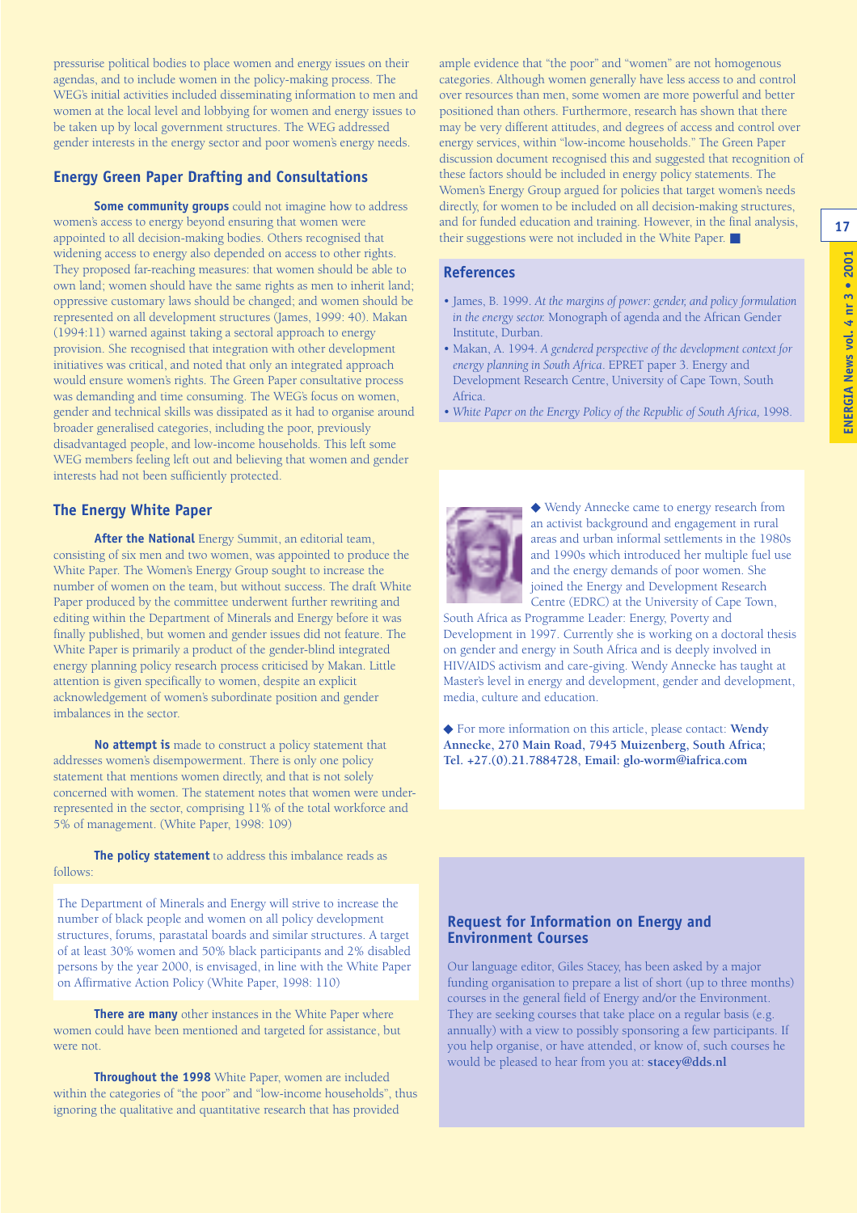pressurise political bodies to place women and energy issues on their agendas, and to include women in the policy-making process. The WEG's initial activities included disseminating information to men and women at the local level and lobbying for women and energy issues to be taken up by local government structures. The WEG addressed gender interests in the energy sector and poor women's energy needs.

## Energy Green Paper Drafting and Consultations

**Some community groups** could not imagine how to address women's access to energy beyond ensuring that women were appointed to all decision-making bodies. Others recognised that widening access to energy also depended on access to other rights. They proposed far-reaching measures: that women should be able to own land; women should have the same rights as men to inherit land; oppressive customary laws should be changed; and women should be represented on all development structures (James, 1999: 40). Makan (1994:11) warned against taking a sectoral approach to energy provision. She recognised that integration with other development initiatives was critical, and noted that only an integrated approach would ensure women's rights. The Green Paper consultative process was demanding and time consuming. The WEG's focus on women, gender and technical skills was dissipated as it had to organise around broader generalised categories, including the poor, previously disadvantaged people, and low-income households. This left some WEG members feeling left out and believing that women and gender interests had not been sufficiently protected.

## The Energy White Paper

**After the National** Energy Summit, an editorial team, consisting of six men and two women, was appointed to produce the White Paper. The Women's Energy Group sought to increase the number of women on the team, but without success. The draft White Paper produced by the committee underwent further rewriting and editing within the Department of Minerals and Energy before it was finally published, but women and gender issues did not feature. The White Paper is primarily a product of the gender-blind integrated energy planning policy research process criticised by Makan. Little attention is given specifically to women, despite an explicit acknowledgement of women's subordinate position and gender imbalances in the sector.

**No attempt is** made to construct a policy statement that addresses women's disempowerment. There is only one policy statement that mentions women directly, and that is not solely concerned with women. The statement notes that women were under-represented in the sector, comprising 11% of the total workforce and 5% of management. (White Paper, 1998: 109)

**The policy statement** to address this imbalance reads as follows:

> The Department of Minerals and Energy will strive to increase the number of black people and women on all policy development structures, forums, parastatal boards and similar structures. A target of at least 30% women and 50% black participants and 2% disabled persons by the year 2000, is envisaged, in line with the White Paper on Affirmative Action Policy (White Paper, 1998: 110)

**There are many** other instances in the White Paper where women could have been mentioned and targeted for assistance, but were not.

**Throughout the 1998** White Paper, women are included within the categories of "the poor" and "low-income households", thus ignoring the qualitative and quantitative research that has provided ample evidence that "the poor" and "women" are not homogenous categories. Although women generally have less access to and control over resources than men, some women are more powerful and better positioned than others. Furthermore, research has shown that there may be very different attitudes, and degrees of access and control over energy services, within "low-income households." The Green Paper discussion document recognised this and suggested that recognition of these factors should be included in energy policy statements. The Women's Energy Group argued for policies that target women's needs directly, for women to be included on all decision-making structures, and for funded education and training. However, in the final analysis, their suggestions were not included in the White Paper. ■

## References

- James, B. 1999. *At the margins of power: gender, and policy formulation in the energy sector.* Monograph of agenda and the African Gender Institute, Durban.
- Makan, A. 1994. *A gendered perspective of the development context for energy planning in South Africa.* EPRET paper 3. Energy and Development Research Centre, University of Cape Town, South Africa.
- *White Paper on the Energy Policy of the Republic of South Africa,* 1998.

◆ Wendy Annecke came to energy research from an activist background and engagement in rural areas and urban informal settlements in the 1980s and 1990s which introduced her multiple fuel use and the energy demands of poor women. She joined the Energy and Development Research Centre (EDRC) at the University of Cape Town, South Africa as Programme Leader: Energy, Poverty and Development in 1997. Currently she is working on a doctoral thesis on gender and energy in South Africa and is deeply involved in HIV/AIDS activism and care-giving. Wendy Annecke has taught at Master's level in energy and development, gender and development, media, culture and education.

◆ For more information on this article, please contact: **Wendy Annecke, 270 Main Road, 7945 Muizenberg, South Africa; Tel. +27.(0).21.7884728, Email: glo-worm@iafrica.com**

## Request for Information on Energy and Environment Courses

Our language editor, Giles Stacey, has been asked by a major funding organisation to prepare a list of short (up to three months) courses in the general field of Energy and/or the Environment. They are seeking courses that take place on a regular basis (e.g. annually) with a view to possibly sponsoring a few participants. If you help organise, or have attended, or know of, such courses he would be pleased to hear from you at: **stacey@dds.nl**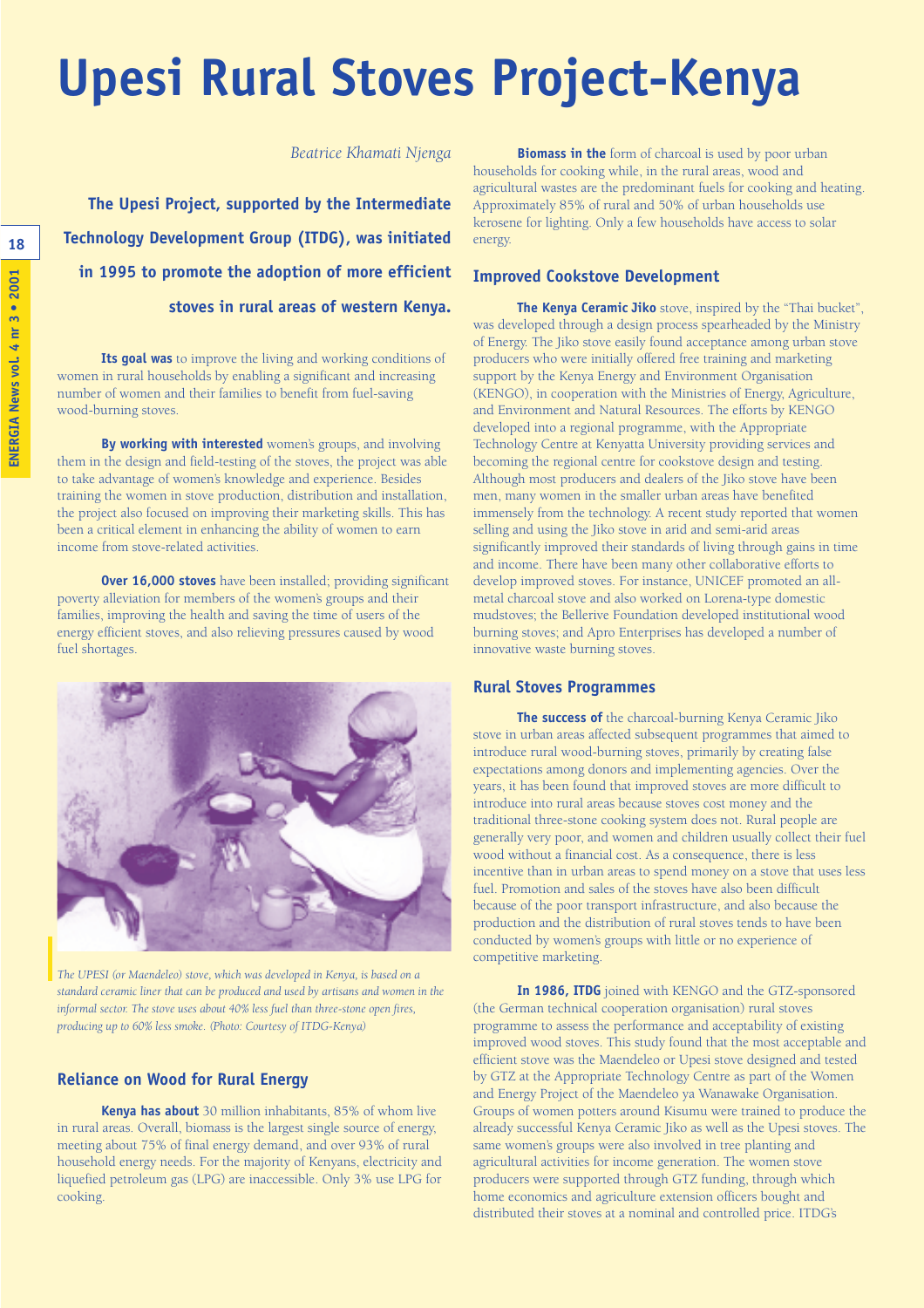# Upesi Rural Stoves Project-Kenya

*Beatrice Khamati Njenga*

**The Upesi Project, supported by the Intermediate Technology Development Group (ITDG), was initiated in 1995 to promote the adoption of more efficient stoves in rural areas of western Kenya.**

**Its goal was** to improve the living and working conditions of women in rural households by enabling a significant and increasing number of women and their families to benefit from fuel-saving wood-burning stoves.

**By working with interested** women's groups, and involving them in the design and field-testing of the stoves, the project was able to take advantage of women's knowledge and experience. Besides training the women in stove production, distribution and installation, the project also focused on improving their marketing skills. This has been a critical element in enhancing the ability of women to earn income from stove-related activities.

**Over 16,000 stoves** have been installed; providing significant poverty alleviation for members of the women's groups and their families, improving the health and saving the time of users of the energy efficient stoves, and also relieving pressures caused by wood fuel shortages.

*The UPESI (or Maendeleo) stove, which was developed in Kenya, is based on a standard ceramic liner that can be produced and used by artisans and women in the informal sector. The stove uses about 40% less fuel than three-stone open fires, producing up to 60% less smoke. (Photo: Courtesy of ITDG-Kenya)*

## Reliance on Wood for Rural Energy

**Kenya has about** 30 million inhabitants, 85% of whom live in rural areas. Overall, biomass is the largest single source of energy, meeting about 75% of final energy demand, and over 93% of rural household energy needs. For the majority of Kenyans, electricity and liquefied petroleum gas (LPG) are inaccessible. Only 3% use LPG for cooking.

**Biomass in the** form of charcoal is used by poor urban households for cooking while, in the rural areas, wood and agricultural wastes are the predominant fuels for cooking and heating. Approximately 85% of rural and 50% of urban households use kerosene for lighting. Only a few households have access to solar energy.

## Improved Cookstove Development

**The Kenya Ceramic Jiko** stove, inspired by the "Thai bucket", was developed through a design process spearheaded by the Ministry of Energy. The Jiko stove easily found acceptance among urban stove producers who were initially offered free training and marketing support by the Kenya Energy and Environment Organisation (KENGO), in cooperation with the Ministries of Energy, Agriculture, and Environment and Natural Resources. The efforts by KENGO developed into a regional programme, with the Appropriate Technology Centre at Kenyatta University providing services and becoming the regional centre for cookstove design and testing. Although most producers and dealers of the Jiko stove have been men, many women in the smaller urban areas have benefited immensely from the technology. A recent study reported that women selling and using the Jiko stove in arid and semi-arid areas significantly improved their standards of living through gains in time and income. There have been many other collaborative efforts to develop improved stoves. For instance, UNICEF promoted an all-metal charcoal stove and also worked on Lorena-type domestic mudstoves; the Bellerive Foundation developed institutional wood burning stoves; and Apro Enterprises has developed a number of innovative waste burning stoves.

## Rural Stoves Programmes

**The success of** the charcoal-burning Kenya Ceramic Jiko stove in urban areas affected subsequent programmes that aimed to introduce rural wood-burning stoves, primarily by creating false expectations among donors and implementing agencies. Over the years, it has been found that improved stoves are more difficult to introduce into rural areas because stoves cost money and the traditional three-stone cooking system does not. Rural people are generally very poor, and women and children usually collect their fuel wood without a financial cost. As a consequence, there is less incentive than in urban areas to spend money on a stove that uses less fuel. Promotion and sales of the stoves have also been difficult because of the poor transport infrastructure, and also because the production and the distribution of rural stoves tends to have been conducted by women's groups with little or no experience of competitive marketing.

**In 1986, ITDG** joined with KENGO and the GTZ-sponsored (the German technical cooperation organisation) rural stoves programme to assess the performance and acceptability of existing improved wood stoves. This study found that the most acceptable and efficient stove was the Maendeleo or Upesi stove designed and tested by GTZ at the Appropriate Technology Centre as part of the Women and Energy Project of the Maendeleo ya Wanawake Organisation. Groups of women potters around Kisumu were trained to produce the already successful Kenya Ceramic Jiko as well as the Upesi stoves. The same women's groups were also involved in tree planting and agricultural activities for income generation. The women stove producers were supported through GTZ funding, through which home economics and agriculture extension officers bought and distributed their stoves at a nominal and controlled price. ITDG's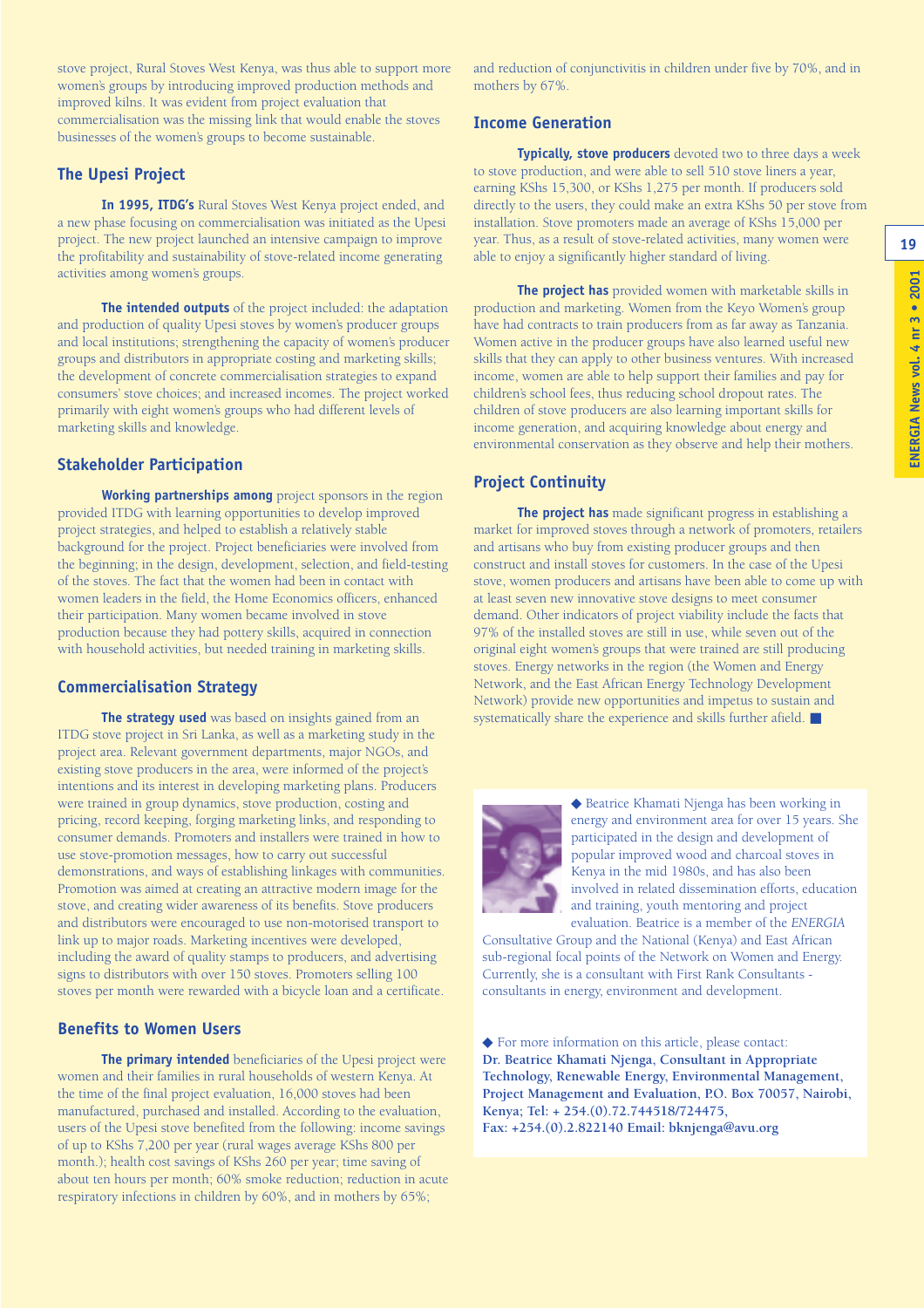stove project, Rural Stoves West Kenya, was thus able to support more women's groups by introducing improved production methods and improved kilns. It was evident from project evaluation that commercialisation was the missing link that would enable the stoves businesses of the women's groups to become sustainable.

## The Upesi Project

**In 1995, ITDG's** Rural Stoves West Kenya project ended, and a new phase focusing on commercialisation was initiated as the Upesi project. The new project launched an intensive campaign to improve the profitability and sustainability of stove-related income generating activities among women's groups.

**The intended outputs** of the project included: the adaptation and production of quality Upesi stoves by women's producer groups and local institutions; strengthening the capacity of women's producer groups and distributors in appropriate costing and marketing skills; the development of concrete commercialisation strategies to expand consumers' stove choices; and increased incomes. The project worked primarily with eight women's groups who had different levels of marketing skills and knowledge.

## Stakeholder Participation

**Working partnerships among** project sponsors in the region provided ITDG with learning opportunities to develop improved project strategies, and helped to establish a relatively stable background for the project. Project beneficiaries were involved from the beginning; in the design, development, selection, and field-testing of the stoves. The fact that the women had been in contact with women leaders in the field, the Home Economics officers, enhanced their participation. Many women became involved in stove production because they had pottery skills, acquired in connection with household activities, but needed training in marketing skills.

## Commercialisation Strategy

**The strategy used** was based on insights gained from an ITDG stove project in Sri Lanka, as well as a marketing study in the project area. Relevant government departments, major NGOs, and existing stove producers in the area, were informed of the project's intentions and its interest in developing marketing plans. Producers were trained in group dynamics, stove production, costing and pricing, record keeping, forging marketing links, and responding to consumer demands. Promoters and installers were trained in how to use stove-promotion messages, how to carry out successful demonstrations, and ways of establishing linkages with communities. Promotion was aimed at creating an attractive modern image for the stove, and creating wider awareness of its benefits. Stove producers and distributors were encouraged to use non-motorised transport to link up to major roads. Marketing incentives were developed, including the award of quality stamps to producers, and advertising signs to distributors with over 150 stoves. Promoters selling 100 stoves per month were rewarded with a bicycle loan and a certificate.

## Benefits to Women Users

**The primary intended** beneficiaries of the Upesi project were women and their families in rural households of western Kenya. At the time of the final project evaluation, 16,000 stoves had been manufactured, purchased and installed. According to the evaluation, users of the Upesi stove benefited from the following: income savings of up to KShs 7,200 per year (rural wages average KShs 800 per month.); health cost savings of KShs 260 per year; time saving of about ten hours per month; 60% smoke reduction; reduction in acute respiratory infections in children by 60%, and in mothers by 65%; and reduction of conjunctivitis in children under five by 70%, and in mothers by 67%.

## Income Generation

**Typically, stove producers** devoted two to three days a week to stove production, and were able to sell 510 stove liners a year, earning KShs 15,300, or KShs 1,275 per month. If producers sold directly to the users, they could make an extra KShs 50 per stove from installation. Stove promoters made an average of KShs 15,000 per year. Thus, as a result of stove-related activities, many women were able to enjoy a significantly higher standard of living.

**The project has** provided women with marketable skills in production and marketing. Women from the Keyo Women's group have had contracts to train producers from as far away as Tanzania. Women active in the producer groups have also learned useful new skills that they can apply to other business ventures. With increased income, women are able to help support their families and pay for children's school fees, thus reducing school dropout rates. The children of stove producers are also learning important skills for income generation, and acquiring knowledge about energy and environmental conservation as they observe and help their mothers.

## Project Continuity

**The project has** made significant progress in establishing a market for improved stoves through a network of promoters, retailers and artisans who buy from existing producer groups and then construct and install stoves for customers. In the case of the Upesi stove, women producers and artisans have been able to come up with at least seven new innovative stove designs to meet consumer demand. Other indicators of project viability include the facts that 97% of the installed stoves are still in use, while seven out of the original eight women's groups that were trained are still producing stoves. Energy networks in the region (the Women and Energy Network, and the East African Energy Technology Development Network) provide new opportunities and impetus to sustain and systematically share the experience and skills further afield. ■

◆ Beatrice Khamati Njenga has been working in energy and environment area for over 15 years. She participated in the design and development of popular improved wood and charcoal stoves in Kenya in the mid 1980s, and has also been involved in related dissemination efforts, education and training, youth mentoring and project evaluation. Beatrice is a member of the *ENERGIA* Consultative Group and the National (Kenya) and East African sub-regional focal points of the Network on Women and Energy. Currently, she is a consultant with First Rank Consultants - consultants in energy, environment and development.

◆ For more information on this article, please contact:
**Dr. Beatrice Khamati Njenga, Consultant in Appropriate Technology, Renewable Energy, Environmental Management, Project Management and Evaluation, P.O. Box 70057, Nairobi, Kenya; Tel: + 254.(0).72.744518/724475, Fax: +254.(0).2.822140 Email: bknjenga@avu.org**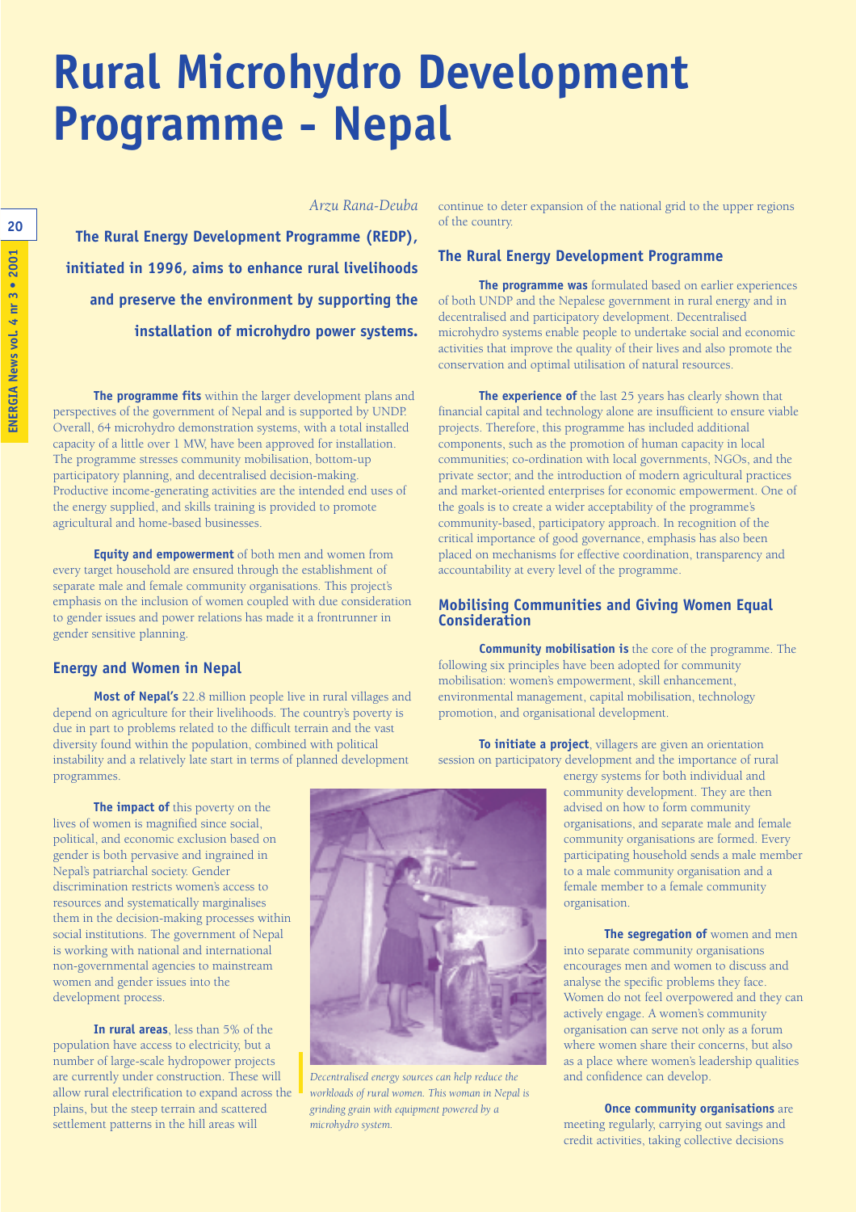# Rural Microhydro Development Programme - Nepal

*Arzu Rana-Deuba*

**The Rural Energy Development Programme (REDP), initiated in 1996, aims to enhance rural livelihoods and preserve the environment by supporting the installation of microhydro power systems.**

**The programme fits** within the larger development plans and perspectives of the government of Nepal and is supported by UNDP. Overall, 64 microhydro demonstration systems, with a total installed capacity of a little over 1 MW, have been approved for installation. The programme stresses community mobilisation, bottom-up participatory planning, and decentralised decision-making. Productive income-generating activities are the intended end uses of the energy supplied, and skills training is provided to promote agricultural and home-based businesses.

**Equity and empowerment** of both men and women from every target household are ensured through the establishment of separate male and female community organisations. This project's emphasis on the inclusion of women coupled with due consideration to gender issues and power relations has made it a frontrunner in gender sensitive planning.

## Energy and Women in Nepal

**Most of Nepal's** 22.8 million people live in rural villages and depend on agriculture for their livelihoods. The country's poverty is due in part to problems related to the difficult terrain and the vast diversity found within the population, combined with political instability and a relatively late start in terms of planned development programmes.

**The impact of** this poverty on the lives of women is magnified since social, political, and economic exclusion based on gender is both pervasive and ingrained in Nepal's patriarchal society. Gender discrimination restricts women's access to resources and systematically marginalises them in the decision-making processes within social institutions. The government of Nepal is working with national and international non-governmental agencies to mainstream women and gender issues into the development process.

**In rural areas**, less than 5% of the population have access to electricity, but a number of large-scale hydropower projects are currently under construction. These will allow rural electrification to expand across the plains, but the steep terrain and scattered settlement patterns in the hill areas will continue to deter expansion of the national grid to the upper regions of the country.

*Decentralised energy sources can help reduce the workloads of rural women. This woman in Nepal is grinding grain with equipment powered by a microhydro system.*

## The Rural Energy Development Programme

**The programme was** formulated based on earlier experiences of both UNDP and the Nepalese government in rural energy and in decentralised and participatory development. Decentralised microhydro systems enable people to undertake social and economic activities that improve the quality of their lives and also promote the conservation and optimal utilisation of natural resources.

**The experience of** the last 25 years has clearly shown that financial capital and technology alone are insufficient to ensure viable projects. Therefore, this programme has included additional components, such as the promotion of human capacity in local communities; co-ordination with local governments, NGOs, and the private sector; and the introduction of modern agricultural practices and market-oriented enterprises for economic empowerment. One of the goals is to create a wider acceptability of the programme's community-based, participatory approach. In recognition of the critical importance of good governance, emphasis has also been placed on mechanisms for effective coordination, transparency and accountability at every level of the programme.

## Mobilising Communities and Giving Women Equal Consideration

**Community mobilisation is** the core of the programme. The following six principles have been adopted for community mobilisation: women's empowerment, skill enhancement, environmental management, capital mobilisation, technology promotion, and organisational development.

**To initiate a project**, villagers are given an orientation session on participatory development and the importance of rural energy systems for both individual and community development. They are then advised on how to form community organisations, and separate male and female community organisations are formed. Every participating household sends a male member to a male community organisation and a female member to a female community organisation.

**The segregation of** women and men into separate community organisations encourages men and women to discuss and analyse the specific problems they face. Women do not feel overpowered and they can actively engage. A women's community organisation can serve not only as a forum where women share their concerns, but also as a place where women's leadership qualities and confidence can develop.

**Once community organisations** are meeting regularly, carrying out savings and credit activities, taking collective decisions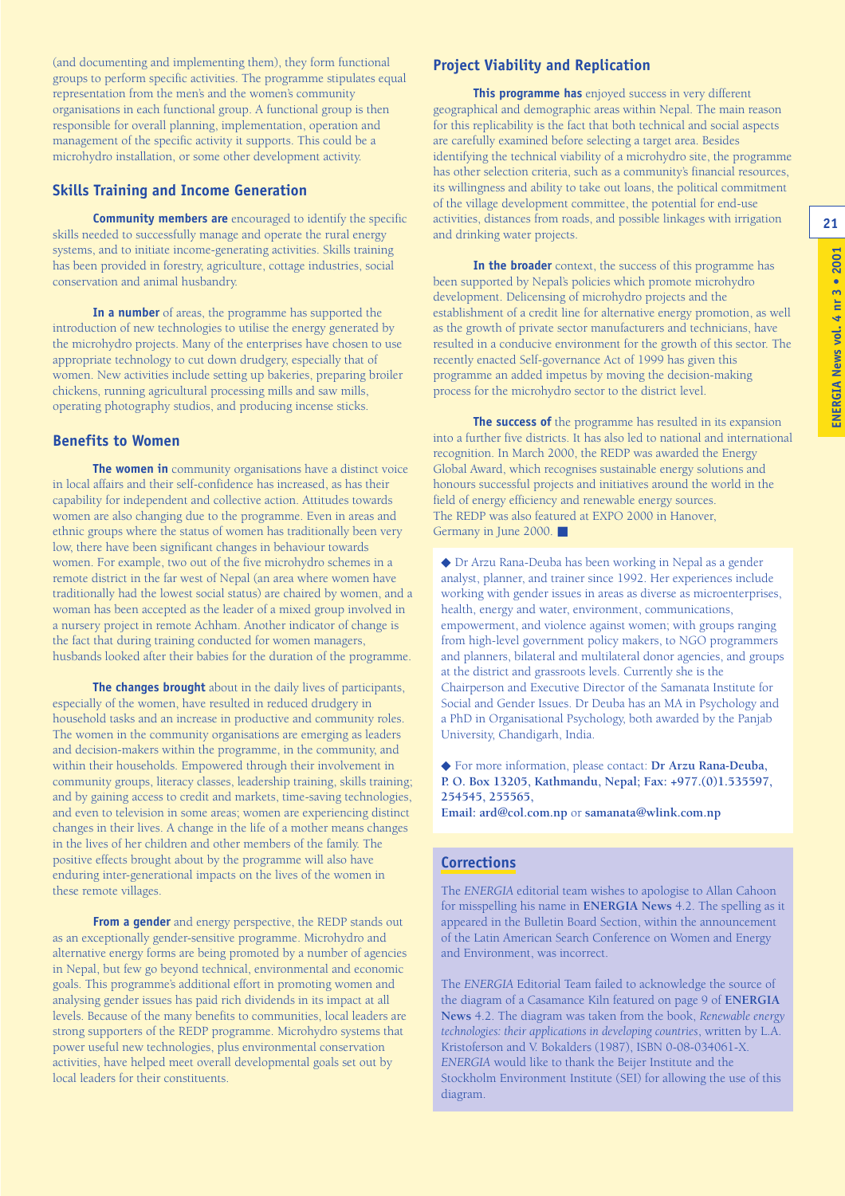(and documenting and implementing them), they form functional groups to perform specific activities. The programme stipulates equal representation from the men's and the women's community organisations in each functional group. A functional group is then responsible for overall planning, implementation, operation and management of the specific activity it supports. This could be a microhydro installation, or some other development activity.

## Skills Training and Income Generation

**Community members are** encouraged to identify the specific skills needed to successfully manage and operate the rural energy systems, and to initiate income-generating activities. Skills training has been provided in forestry, agriculture, cottage industries, social conservation and animal husbandry.

**In a number** of areas, the programme has supported the introduction of new technologies to utilise the energy generated by the microhydro projects. Many of the enterprises have chosen to use appropriate technology to cut down drudgery, especially that of women. New activities include setting up bakeries, preparing broiler chickens, running agricultural processing mills and saw mills, operating photography studios, and producing incense sticks.

## Benefits to Women

**The women in** community organisations have a distinct voice in local affairs and their self-confidence has increased, as has their capability for independent and collective action. Attitudes towards women are also changing due to the programme. Even in areas and ethnic groups where the status of women has traditionally been very low, there have been significant changes in behaviour towards women. For example, two out of the five microhydro schemes in a remote district in the far west of Nepal (an area where women have traditionally had the lowest social status) are chaired by women, and a woman has been accepted as the leader of a mixed group involved in a nursery project in remote Achham. Another indicator of change is the fact that during training conducted for women managers, husbands looked after their babies for the duration of the programme.

**The changes brought** about in the daily lives of participants, especially of the women, have resulted in reduced drudgery in household tasks and an increase in productive and community roles. The women in the community organisations are emerging as leaders and decision-makers within the programme, in the community, and within their households. Empowered through their involvement in community groups, literacy classes, leadership training, skills training; and by gaining access to credit and markets, time-saving technologies, and even to television in some areas; women are experiencing distinct changes in their lives. A change in the life of a mother means changes in the lives of her children and other members of the family. The positive effects brought about by the programme will also have enduring inter-generational impacts on the lives of the women in these remote villages.

**From a gender** and energy perspective, the REDP stands out as an exceptionally gender-sensitive programme. Microhydro and alternative energy forms are being promoted by a number of agencies in Nepal, but few go beyond technical, environmental and economic goals. This programme's additional effort in promoting women and analysing gender issues has paid rich dividends in its impact at all levels. Because of the many benefits to communities, local leaders are strong supporters of the REDP programme. Microhydro systems that power useful new technologies, plus environmental conservation activities, have helped meet overall developmental goals set out by local leaders for their constituents.

## Project Viability and Replication

**This programme has** enjoyed success in very different geographical and demographic areas within Nepal. The main reason for this replicability is the fact that both technical and social aspects are carefully examined before selecting a target area. Besides identifying the technical viability of a microhydro site, the programme has other selection criteria, such as a community's financial resources, its willingness and ability to take out loans, the political commitment of the village development committee, the potential for end-use activities, distances from roads, and possible linkages with irrigation and drinking water projects.

**In the broader** context, the success of this programme has been supported by Nepal's policies which promote microhydro development. Delicensing of microhydro projects and the establishment of a credit line for alternative energy promotion, as well as the growth of private sector manufacturers and technicians, have resulted in a conducive environment for the growth of this sector. The recently enacted Self-governance Act of 1999 has given this programme an added impetus by moving the decision-making process for the microhydro sector to the district level.

**The success of** the programme has resulted in its expansion into a further five districts. It has also led to national and international recognition. In March 2000, the REDP was awarded the Energy Global Award, which recognises sustainable energy solutions and honours successful projects and initiatives around the world in the field of energy efficiency and renewable energy sources. The REDP was also featured at EXPO 2000 in Hanover, Germany in June 2000. ■

◆ Dr Arzu Rana-Deuba has been working in Nepal as a gender analyst, planner, and trainer since 1992. Her experiences include working with gender issues in areas as diverse as microenterprises, health, energy and water, environment, communications, empowerment, and violence against women; with groups ranging from high-level government policy makers, to NGO programmers and planners, bilateral and multilateral donor agencies, and groups at the district and grassroots levels. Currently she is the Chairperson and Executive Director of the Samanata Institute for Social and Gender Issues. Dr Deuba has an MA in Psychology and a PhD in Organisational Psychology, both awarded by the Panjab University, Chandigarh, India.

◆ For more information, please contact: **Dr Arzu Rana-Deuba, P. O. Box 13205, Kathmandu, Nepal; Fax: +977.(0)1.535597, 254545, 255565,**
**Email: ard@col.com.np** or **samanata@wlink.com.np**

## Corrections

The *ENERGIA* editorial team wishes to apologise to Allan Cahoon for misspelling his name in **ENERGIA News** 4.2. The spelling as it appeared in the Bulletin Board Section, within the announcement of the Latin American Search Conference on Women and Energy and Environment, was incorrect.

The *ENERGIA* Editorial Team failed to acknowledge the source of the diagram of a Casamance Kiln featured on page 9 of **ENERGIA News** 4.2. The diagram was taken from the book, *Renewable energy technologies: their applications in developing countries*, written by L.A. Kristoferson and V. Bokalders (1987), ISBN 0-08-034061-X. *ENERGIA* would like to thank the Beijer Institute and the Stockholm Environment Institute (SEI) for allowing the use of this diagram.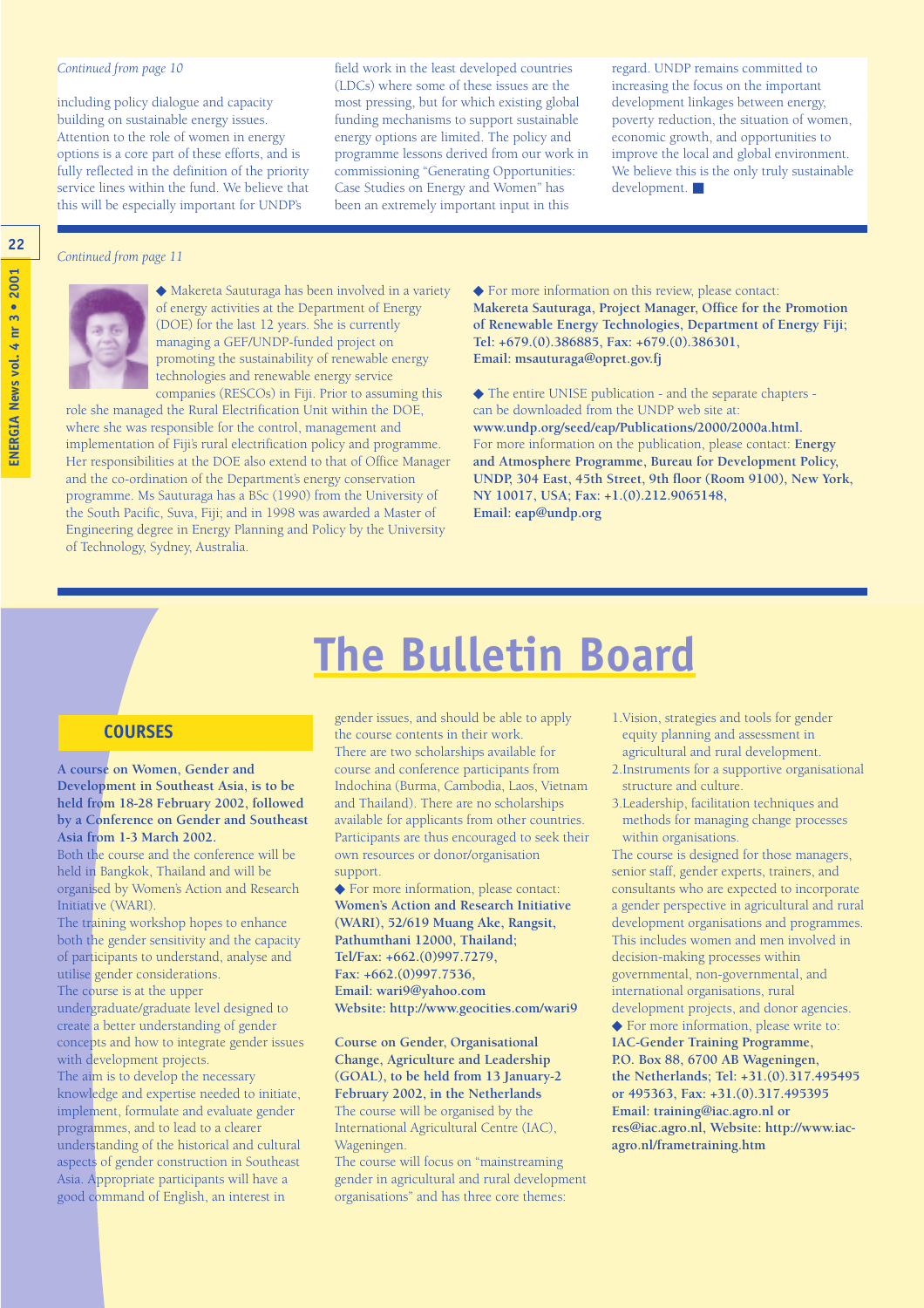*Continued from page 10*

including policy dialogue and capacity building on sustainable energy issues. Attention to the role of women in energy options is a core part of these efforts, and is fully reflected in the definition of the priority service lines within the fund. We believe that this will be especially important for UNDP's field work in the least developed countries (LDCs) where some of these issues are the most pressing, but for which existing global funding mechanisms to support sustainable energy options are limited. The policy and programme lessons derived from our work in commissioning "Generating Opportunities: Case Studies on Energy and Women" has been an extremely important input in this regard. UNDP remains committed to increasing the focus on the important development linkages between energy, poverty reduction, the situation of women, economic growth, and opportunities to improve the local and global environment. We believe this is the only truly sustainable development. ■

---

*Continued from page 11*

◆ Makereta Sauturaga has been involved in a variety of energy activities at the Department of Energy (DOE) for the last 12 years. She is currently managing a GEF/UNDP-funded project on promoting the sustainability of renewable energy technologies and renewable energy service companies (RESCOs) in Fiji. Prior to assuming this role she managed the Rural Electrification Unit within the DOE, where she was responsible for the control, management and implementation of Fiji's rural electrification policy and programme. Her responsibilities at the DOE also extend to that of Office Manager and the co-ordination of the Department's energy conservation programme. Ms Sauturaga has a BSc (1990) from the University of the South Pacific, Suva, Fiji; and in 1998 was awarded a Master of Engineering degree in Energy Planning and Policy by the University of Technology, Sydney, Australia.

◆ For more information on this review, please contact: **Makereta Sauturaga, Project Manager, Office for the Promotion of Renewable Energy Technologies, Department of Energy Fiji; Tel: +679.(0).386885, Fax: +679.(0).386301, Email: msauturaga@opret.gov.fj**

◆ The entire UNISE publication - and the separate chapters - can be downloaded from the UNDP web site at: **www.undp.org/seed/eap/Publications/2000/2000a.html.** For more information on the publication, please contact: **Energy and Atmosphere Programme, Bureau for Development Policy, UNDP, 304 East, 45th Street, 9th floor (Room 9100), New York, NY 10017, USA; Fax: +1.(0).212.9065148, Email: eap@undp.org**

---

# The Bulletin Board

## COURSES

**A course on Women, Gender and Development in Southeast Asia, is to be held from 18-28 February 2002, followed by a Conference on Gender and Southeast Asia from 1-3 March 2002.**

Both the course and the conference will be held in Bangkok, Thailand and will be organised by Women's Action and Research Initiative (WARI).

The training workshop hopes to enhance both the gender sensitivity and the capacity of participants to understand, analyse and utilise gender considerations.

The course is at the upper undergraduate/graduate level designed to create a better understanding of gender concepts and how to integrate gender issues with development projects.

The aim is to develop the necessary knowledge and expertise needed to initiate, implement, formulate and evaluate gender programmes, and to lead to a clearer understanding of the historical and cultural aspects of gender construction in Southeast Asia. Appropriate participants will have a good command of English, an interest in gender issues, and should be able to apply the course contents in their work.

There are two scholarships available for course and conference participants from Indochina (Burma, Cambodia, Laos, Vietnam and Thailand). There are no scholarships available for applicants from other countries. Participants are thus encouraged to seek their own resources or donor/organisation support.

◆ For more information, please contact: **Women's Action and Research Initiative (WARI), 52/619 Muang Ake, Rangsit, Pathumthani 12000, Thailand; Tel/Fax: +662.(0)997.7279, Fax: +662.(0)997.7536, Email: wari9@yahoo.com Website: http://www.geocities.com/wari9**

**Course on Gender, Organisational Change, Agriculture and Leadership (GOAL), to be held from 13 January-2 February 2002, in the Netherlands**

The course will be organised by the International Agricultural Centre (IAC), Wageningen.

The course will focus on "mainstreaming gender in agricultural and rural development organisations" and has three core themes:

1. Vision, strategies and tools for gender equity planning and assessment in agricultural and rural development.
2. Instruments for a supportive organisational structure and culture.
3. Leadership, facilitation techniques and methods for managing change processes within organisations.

The course is designed for those managers, senior staff, gender experts, trainers, and consultants who are expected to incorporate a gender perspective in agricultural and rural development organisations and programmes. This includes women and men involved in decision-making processes within governmental, non-governmental, and international organisations, rural development projects, and donor agencies.

◆ For more information, please write to: **IAC-Gender Training Programme, P.O. Box 88, 6700 AB Wageningen, the Netherlands; Tel: +31.(0).317.495495 or 495363, Fax: +31.(0).317.495395 Email: training@iac.agro.nl or res@iac.agro.nl, Website: http://www.iac-agro.nl/frametraining.htm**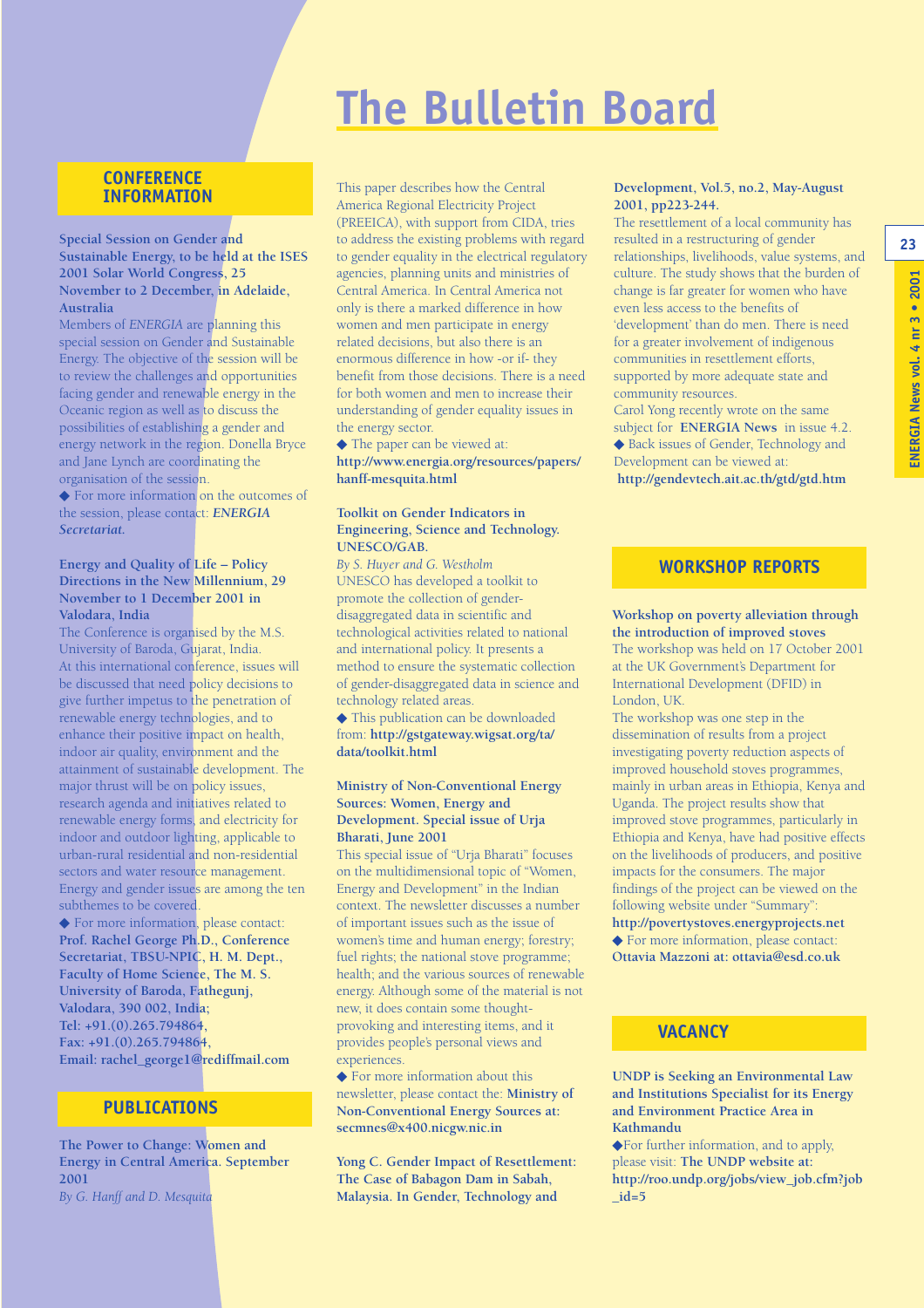# The Bulletin Board

## CONFERENCE INFORMATION

**Special Session on Gender and Sustainable Energy, to be held at the ISES 2001 Solar World Congress, 25 November to 2 December, in Adelaide, Australia**

Members of *ENERGIA* are planning this special session on Gender and Sustainable Energy. The objective of the session will be to review the challenges and opportunities facing gender and renewable energy in the Oceanic region as well as to discuss the possibilities of establishing a gender and energy network in the region. Donella Bryce and Jane Lynch are coordinating the organisation of the session.

◆ For more information on the outcomes of the session, please contact: ***ENERGIA Secretariat.***

**Energy and Quality of Life – Policy Directions in the New Millennium, 29 November to 1 December 2001 in Valodara, India**

The Conference is organised by the M.S. University of Baroda, Gujarat, India. At this international conference, issues will be discussed that need policy decisions to give further impetus to the penetration of renewable energy technologies, and to enhance their positive impact on health, indoor air quality, environment and the attainment of sustainable development. The major thrust will be on policy issues, research agenda and initiatives related to renewable energy forms, and electricity for indoor and outdoor lighting, applicable to urban-rural residential and non-residential sectors and water resource management. Energy and gender issues are among the ten subthemes to be covered.

◆ For more information, please contact: **Prof. Rachel George Ph.D., Conference Secretariat, TBSU-NPIC, H. M. Dept., Faculty of Home Science, The M. S. University of Baroda, Fathegunj, Valodara, 390 002, India; Tel: +91.(0).265.794864, Fax: +91.(0).265.794864, Email: rachel_george1@rediffmail.com**

## PUBLICATIONS

**The Power to Change: Women and Energy in Central America. September 2001**

*By G. Hanff and D. Mesquita*

This paper describes how the Central America Regional Electricity Project (PREEICA), with support from CIDA, tries to address the existing problems with regard to gender equality in the electrical regulatory agencies, planning units and ministries of Central America. In Central America not only is there a marked difference in how women and men participate in energy related decisions, but also there is an enormous difference in how -or if- they benefit from those decisions. There is a need for both women and men to increase their understanding of gender equality issues in the energy sector.

◆ The paper can be viewed at: **http://www.energia.org/resources/papers/hanff-mesquita.html**

**Toolkit on Gender Indicators in Engineering, Science and Technology. UNESCO/GAB.**

*By S. Huyer and G. Westholm*

UNESCO has developed a toolkit to promote the collection of gender-disaggregated data in scientific and technological activities related to national and international policy. It presents a method to ensure the systematic collection of gender-disaggregated data in science and technology related areas.

◆ This publication can be downloaded from: **http://gstgateway.wigsat.org/ta/data/toolkit.html**

**Ministry of Non-Conventional Energy Sources: Women, Energy and Development. Special issue of Urja Bharati, June 2001**

This special issue of "Urja Bharati" focuses on the multidimensional topic of "Women, Energy and Development" in the Indian context. The newsletter discusses a number of important issues such as the issue of women's time and human energy; forestry; fuel rights; the national stove programme; health; and the various sources of renewable energy. Although some of the material is not new, it does contain some thought-provoking and interesting items, and it provides people's personal views and experiences.

◆ For more information about this newsletter, please contact the: **Ministry of Non-Conventional Energy Sources at: secmnes@x400.nicgw.nic.in**

**Yong C. Gender Impact of Resettlement: The Case of Babagon Dam in Sabah, Malaysia. In Gender, Technology and Development, Vol.5, no.2, May-August 2001, pp223-244.**

The resettlement of a local community has resulted in a restructuring of gender relationships, livelihoods, value systems, and culture. The study shows that the burden of change is far greater for women who have even less access to the benefits of 'development' than do men. There is need for a greater involvement of indigenous communities in resettlement efforts, supported by more adequate state and community resources.

Carol Yong recently wrote on the same subject for **ENERGIA News** in issue 4.2.

◆ Back issues of Gender, Technology and Development can be viewed at: **http://gendevtech.ait.ac.th/gtd/gtd.htm**

## WORKSHOP REPORTS

**Workshop on poverty alleviation through the introduction of improved stoves**

The workshop was held on 17 October 2001 at the UK Government's Department for International Development (DFID) in London, UK.

The workshop was one step in the dissemination of results from a project investigating poverty reduction aspects of improved household stoves programmes, mainly in urban areas in Ethiopia, Kenya and Uganda. The project results show that improved stove programmes, particularly in Ethiopia and Kenya, have had positive effects on the livelihoods of producers, and positive impacts for the consumers. The major findings of the project can be viewed on the following website under "Summary": **http://povertystoves.energyprojects.net**

◆ For more information, please contact: **Ottavia Mazzoni at: ottavia@esd.co.uk**

## VACANCY

**UNDP is Seeking an Environmental Law and Institutions Specialist for its Energy and Environment Practice Area in Kathmandu**

◆For further information, and to apply, please visit: **The UNDP website at: http://roo.undp.org/jobs/view_job.cfm?job_id=5**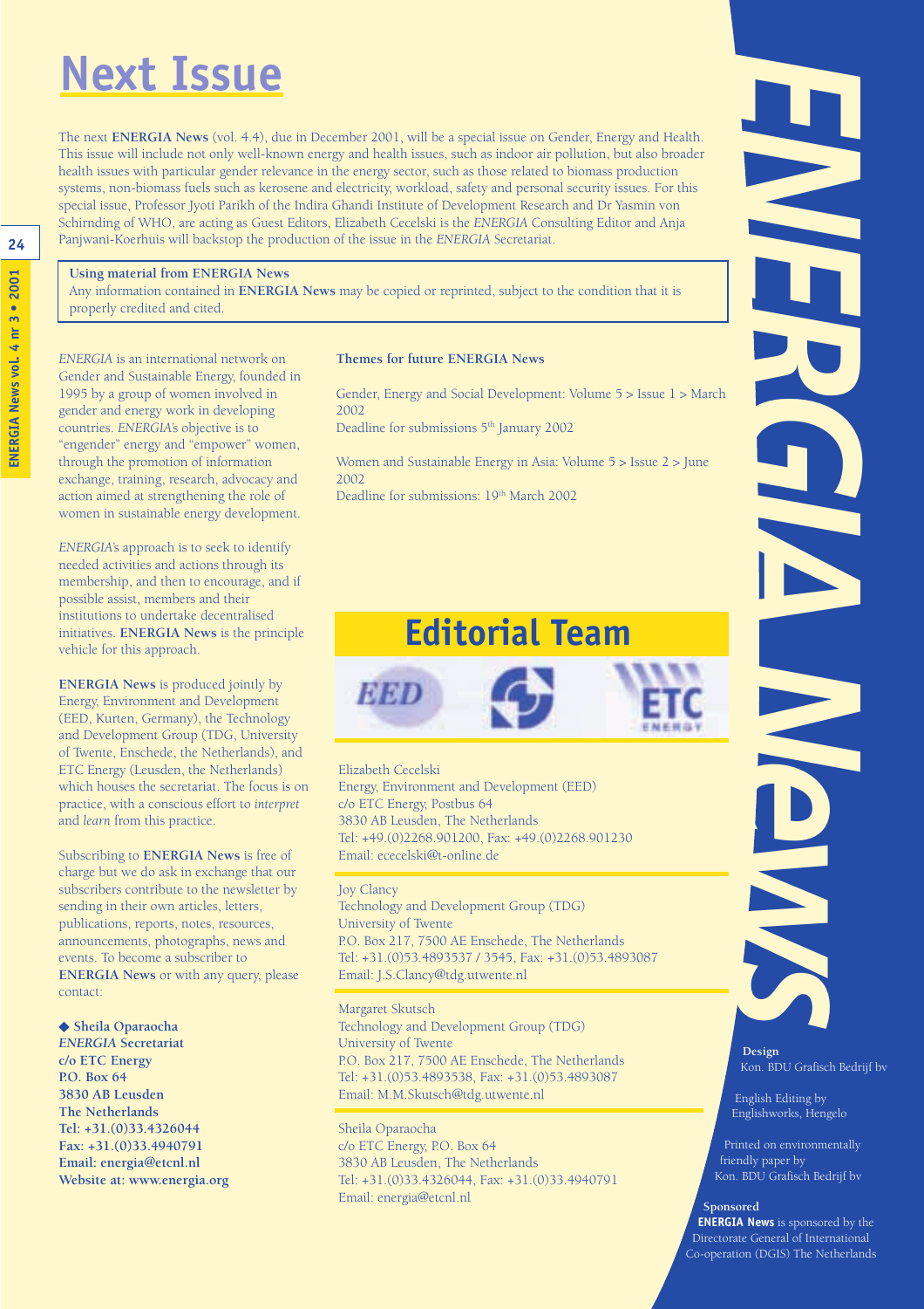# Next Issue

The next **ENERGIA News** (vol. 4.4), due in December 2001, will be a special issue on Gender, Energy and Health. This issue will include not only well-known energy and health issues, such as indoor air pollution, but also broader health issues with particular gender relevance in the energy sector, such as those related to biomass production systems, non-biomass fuels such as kerosene and electricity, workload, safety and personal security issues. For this special issue, Professor Jyoti Parikh of the Indira Ghandi Institute of Development Research and Dr Yasmin von Schirnding of WHO, are acting as Guest Editors, Elizabeth Cecelski is the *ENERGIA* Consulting Editor and Anja Panjwani-Koerhuis will backstop the production of the issue in the *ENERGIA* Secretariat.

**Using material from ENERGIA News**
Any information contained in **ENERGIA News** may be copied or reprinted, subject to the condition that it is properly credited and cited.

*ENERGIA* is an international network on Gender and Sustainable Energy, founded in 1995 by a group of women involved in gender and energy work in developing countries. *ENERGIA*'s objective is to "engender" energy and "empower" women, through the promotion of information exchange, training, research, advocacy and action aimed at strengthening the role of women in sustainable energy development.

*ENERGIA*'s approach is to seek to identify needed activities and actions through its membership, and then to encourage, and if possible assist, members and their institutions to undertake decentralised initiatives. **ENERGIA News** is the principle vehicle for this approach.

**ENERGIA News** is produced jointly by Energy, Environment and Development (EED, Kurten, Germany), the Technology and Development Group (TDG, University of Twente, Enschede, the Netherlands), and ETC Energy (Leusden, the Netherlands) which houses the secretariat. The focus is on practice, with a conscious effort to *interpret* and *learn* from this practice.

Subscribing to **ENERGIA News** is free of charge but we do ask in exchange that our subscribers contribute to the newsletter by sending in their own articles, letters, publications, reports, notes, resources, announcements, photographs, news and events. To become a subscriber to **ENERGIA News** or with any query, please contact:

◆ **Sheila Oparaocha**
***ENERGIA* Secretariat**
**c/o ETC Energy**
**P.O. Box 64**
**3830 AB Leusden**
**The Netherlands**
**Tel: +31.(0)33.4326044**
**Fax: +31.(0)33.4940791**
**Email: energia@etcnl.nl**
**Website at: www.energia.org**

**Themes for future ENERGIA News**

Gender, Energy and Social Development: Volume 5 > Issue 1 > March 2002
Deadline for submissions 5th January 2002

Women and Sustainable Energy in Asia: Volume 5 > Issue 2 > June 2002
Deadline for submissions: 19th March 2002

## Editorial Team

EED ETC ENERGY

Elizabeth Cecelski
Energy, Environment and Development (EED)
c/o ETC Energy, Postbus 64
3830 AB Leusden, The Netherlands
Tel: +49.(0)2268.901200, Fax: +49.(0)2268.901230
Email: ececelski@t-online.de

Joy Clancy
Technology and Development Group (TDG)
University of Twente
P.O. Box 217, 7500 AE Enschede, The Netherlands
Tel: +31.(0)53.4893537 / 3545, Fax: +31.(0)53.4893087
Email: J.S.Clancy@tdg.utwente.nl

Margaret Skutsch
Technology and Development Group (TDG)
University of Twente
P.O. Box 217, 7500 AE Enschede, The Netherlands
Tel: +31.(0)53.4893538, Fax: +31.(0)53.4893087
Email: M.M.Skutsch@tdg.utwente.nl

Sheila Oparaocha
c/o ETC Energy, P.O. Box 64
3830 AB Leusden, The Netherlands
Tel: +31.(0)33.4326044, Fax: +31.(0)33.4940791
Email: energia@etcnl.nl

ENERGIA News

**Design**
Kon. BDU Grafisch Bedrijf bv

English Editing by
Englishworks, Hengelo

Printed on environmentally friendly paper by
Kon. BDU Grafisch Bedrijf bv

**Sponsored**
**ENERGIA News** is sponsored by the Directorate General of International Co-operation (DGIS) The Netherlands